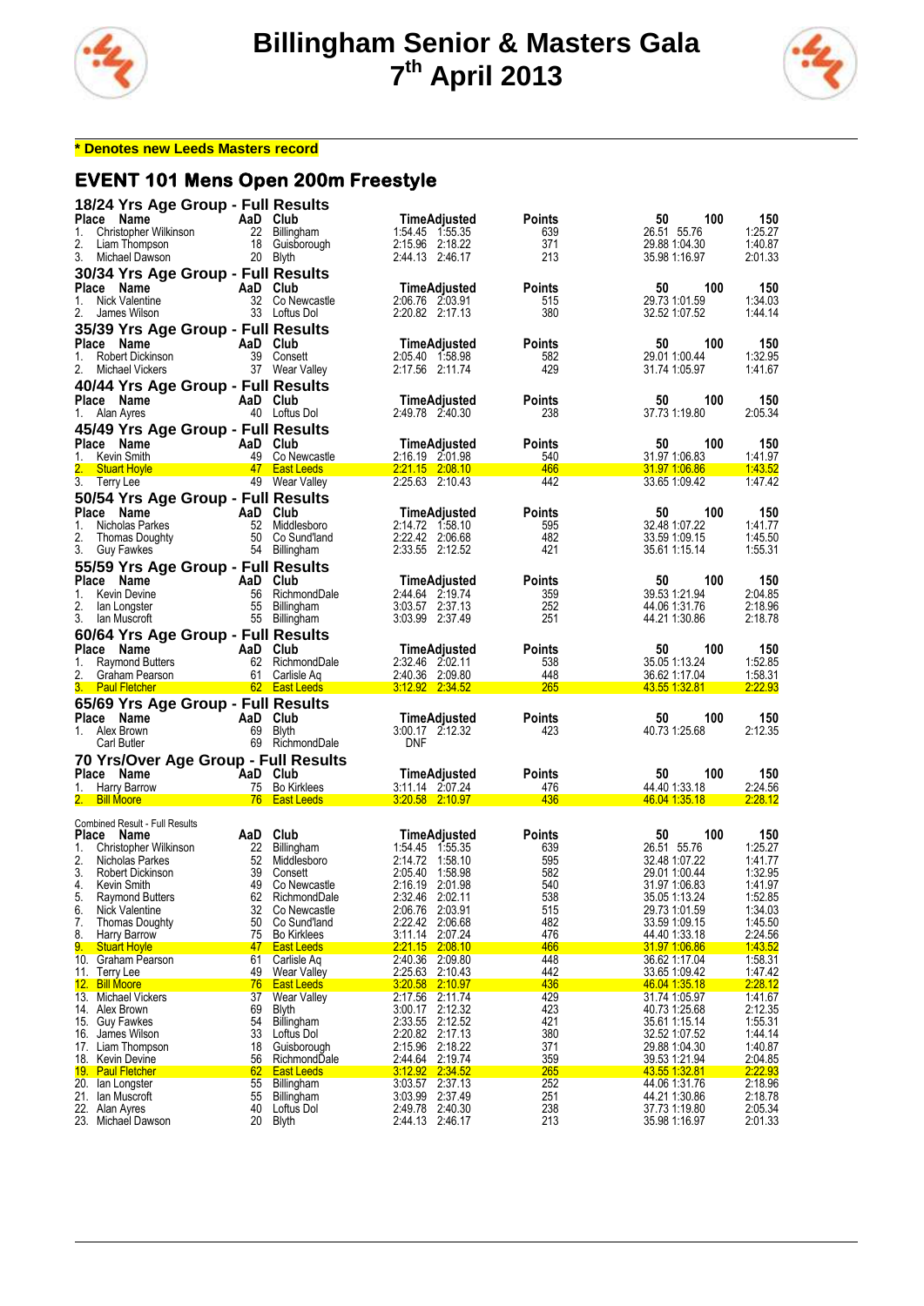# Billingham Senior & Masters Gala
## 7th April 2013

**\* Denotes new Leeds Masters record**

## EVENT 101 Mens Open 200m Freestyle

### 18/24 Yrs Age Group - Full Results

| Place | Name | AaD | Club | Time | Adjusted | Points | 50 | 100 | 150 |
|---|---|---|---|---|---|---|---|---|---|
| 1. | Christopher Wilkinson | 22 | Billingham | 1:54.45 | 1:55.35 | 639 | 26.51 | 55.76 | 1:25.27 |
| 2. | Liam Thompson | 18 | Guisborough | 2:15.96 | 2:18.22 | 371 | 29.88 | 1:04.30 | 1:40.87 |
| 3. | Michael Dawson | 20 | Blyth | 2:44.13 | 2:46.17 | 213 | 35.98 | 1:16.97 | 2:01.33 |

### 30/34 Yrs Age Group - Full Results

| Place | Name | AaD | Club | Time | Adjusted | Points | 50 | 100 | 150 |
|---|---|---|---|---|---|---|---|---|---|
| 1. | Nick Valentine | 32 | Co Newcastle | 2:06.76 | 2:03.91 | 515 | 29.73 | 1:01.59 | 1:34.03 |
| 2. | James Wilson | 33 | Loftus Dol | 2:20.82 | 2:17.13 | 380 | 32.52 | 1:07.52 | 1:44.14 |

### 35/39 Yrs Age Group - Full Results

| Place | Name | AaD | Club | Time | Adjusted | Points | 50 | 100 | 150 |
|---|---|---|---|---|---|---|---|---|---|
| 1. | Robert Dickinson | 39 | Consett | 2:05.40 | 1:58.98 | 582 | 29.01 | 1:00.44 | 1:32.95 |
| 2. | Michael Vickers | 37 | Wear Valley | 2:17.56 | 2:11.74 | 429 | 31.74 | 1:05.97 | 1:41.67 |

### 40/44 Yrs Age Group - Full Results

| Place | Name | AaD | Club | Time | Adjusted | Points | 50 | 100 | 150 |
|---|---|---|---|---|---|---|---|---|---|
| 1. | Alan Ayres | 40 | Loftus Dol | 2:49.78 | 2:40.30 | 238 | 37.73 | 1:19.80 | 2:05.34 |

### 45/49 Yrs Age Group - Full Results

| Place | Name | AaD | Club | Time | Adjusted | Points | 50 | 100 | 150 |
|---|---|---|---|---|---|---|---|---|---|
| 1. | Kevin Smith | 49 | Co Newcastle | 2:16.19 | 2:01.98 | 540 | 31.97 | 1:06.83 | 1:41.97 |
| 2. | Stuart Hoyle | 47 | East Leeds | 2:21.15 | 2:08.10 | 466 | 31.97 | 1:06.86 | 1:43.52 |
| 3. | Terry Lee | 49 | Wear Valley | 2:25.63 | 2:10.43 | 442 | 33.65 | 1:09.42 | 1:47.42 |

### 50/54 Yrs Age Group - Full Results

| Place | Name | AaD | Club | Time | Adjusted | Points | 50 | 100 | 150 |
|---|---|---|---|---|---|---|---|---|---|
| 1. | Nicholas Parkes | 52 | Middlesboro | 2:14.72 | 1:58.10 | 595 | 32.48 | 1:07.22 | 1:41.77 |
| 2. | Thomas Doughty | 50 | Co Sund'land | 2:22.42 | 2:06.68 | 482 | 33.59 | 1:09.15 | 1:45.50 |
| 3. | Guy Fawkes | 54 | Billingham | 2:33.55 | 2:12.52 | 421 | 35.61 | 1:15.14 | 1:55.31 |

### 55/59 Yrs Age Group - Full Results

| Place | Name | AaD | Club | Time | Adjusted | Points | 50 | 100 | 150 |
|---|---|---|---|---|---|---|---|---|---|
| 1. | Kevin Devine | 56 | RichmondDale | 2:44.64 | 2:19.74 | 359 | 39.53 | 1:21.94 | 2:04.85 |
| 2. | Ian Longster | 55 | Billingham | 3:03.57 | 2:37.13 | 252 | 44.06 | 1:31.76 | 2:18.96 |
| 3. | Ian Muscroft | 55 | Billingham | 3:03.99 | 2:37.49 | 251 | 44.21 | 1:30.86 | 2:18.78 |

### 60/64 Yrs Age Group - Full Results

| Place | Name | AaD | Club | Time | Adjusted | Points | 50 | 100 | 150 |
|---|---|---|---|---|---|---|---|---|---|
| 1. | Raymond Butters | 62 | RichmondDale | 2:32.46 | 2:02.11 | 538 | 35.05 | 1:13.24 | 1:52.85 |
| 2. | Graham Pearson | 61 | Carlisle Aq | 2:40.36 | 2:09.80 | 448 | 36.62 | 1:17.04 | 1:58.31 |
| 3. | Paul Fletcher | 62 | East Leeds | 3:12.92 | 2:34.52 | 265 | 43.55 | 1:32.81 | 2:22.93 |

### 65/69 Yrs Age Group - Full Results

| Place | Name | AaD | Club | Time | Adjusted | Points | 50 | 100 | 150 |
|---|---|---|---|---|---|---|---|---|---|
| 1. | Alex Brown | 69 | Blyth | 3:00.17 | 2:12.32 | 423 | 40.73 | 1:25.68 | 2:12.35 |
| | Carl Butler | 69 | RichmondDale | DNF | | | | | |

### 70 Yrs/Over Age Group - Full Results

| Place | Name | AaD | Club | Time | Adjusted | Points | 50 | 100 | 150 |
|---|---|---|---|---|---|---|---|---|---|
| 1. | Harry Barrow | 75 | Bo Kirklees | 3:11.14 | 2:07.24 | 476 | 44.40 | 1:33.18 | 2:24.56 |
| 2. | Bill Moore | 76 | East Leeds | 3:20.58 | 2:10.97 | 436 | 46.04 | 1:35.18 | 2:28.12 |

### Combined Result - Full Results

| Place | Name | AaD | Club | Time | Adjusted | Points | 50 | 100 | 150 |
|---|---|---|---|---|---|---|---|---|---|
| 1. | Christopher Wilkinson | 22 | Billingham | 1:54.45 | 1:55.35 | 639 | 26.51 | 55.76 | 1:25.27 |
| 2. | Nicholas Parkes | 52 | Middlesboro | 2:14.72 | 1:58.10 | 595 | 32.48 | 1:07.22 | 1:41.77 |
| 3. | Robert Dickinson | 39 | Consett | 2:05.40 | 1:58.98 | 582 | 29.01 | 1:00.44 | 1:32.95 |
| 4. | Kevin Smith | 49 | Co Newcastle | 2:16.19 | 2:01.98 | 540 | 31.97 | 1:06.83 | 1:41.97 |
| 5. | Raymond Butters | 62 | RichmondDale | 2:32.46 | 2:02.11 | 538 | 35.05 | 1:13.24 | 1:52.85 |
| 6. | Nick Valentine | 32 | Co Newcastle | 2:06.76 | 2:03.91 | 515 | 29.73 | 1:01.59 | 1:34.03 |
| 7. | Thomas Doughty | 50 | Co Sund'land | 2:22.42 | 2:06.68 | 482 | 33.59 | 1:09.15 | 1:45.50 |
| 8. | Harry Barrow | 75 | Bo Kirklees | 3:11.14 | 2:07.24 | 476 | 44.40 | 1:33.18 | 2:24.56 |
| 9. | Stuart Hoyle | 47 | East Leeds | 2:21.15 | 2:08.10 | 466 | 31.97 | 1:06.86 | 1:43.52 |
| 10. | Graham Pearson | 61 | Carlisle Aq | 2:40.36 | 2:09.80 | 448 | 36.62 | 1:17.04 | 1:58.31 |
| 11. | Terry Lee | 49 | Wear Valley | 2:25.63 | 2:10.43 | 442 | 33.65 | 1:09.42 | 1:47.42 |
| 12. | Bill Moore | 76 | East Leeds | 3:20.58 | 2:10.97 | 436 | 46.04 | 1:35.18 | 2:28.12 |
| 13. | Michael Vickers | 37 | Wear Valley | 2:17.56 | 2:11.74 | 429 | 31.74 | 1:05.97 | 1:41.67 |
| 14. | Alex Brown | 69 | Blyth | 3:00.17 | 2:12.32 | 423 | 40.73 | 1:25.68 | 2:12.35 |
| 15. | Guy Fawkes | 54 | Billingham | 2:33.55 | 2:12.52 | 421 | 35.61 | 1:15.14 | 1:55.31 |
| 16. | James Wilson | 33 | Loftus Dol | 2:20.82 | 2:17.13 | 380 | 32.52 | 1:07.52 | 1:44.14 |
| 17. | Liam Thompson | 18 | Guisborough | 2:15.96 | 2:18.22 | 371 | 29.88 | 1:04.30 | 1:40.87 |
| 18. | Kevin Devine | 56 | RichmondDale | 2:44.64 | 2:19.74 | 359 | 39.53 | 1:21.94 | 2:04.85 |
| 19. | Paul Fletcher | 62 | East Leeds | 3:12.92 | 2:34.52 | 265 | 43.55 | 1:32.81 | 2:22.93 |
| 20. | Ian Longster | 55 | Billingham | 3:03.57 | 2:37.13 | 252 | 44.06 | 1:31.76 | 2:18.96 |
| 21. | Ian Muscroft | 55 | Billingham | 3:03.99 | 2:37.49 | 251 | 44.21 | 1:30.86 | 2:18.78 |
| 22. | Alan Ayres | 40 | Loftus Dol | 2:49.78 | 2:40.30 | 238 | 37.73 | 1:19.80 | 2:05.34 |
| 23. | Michael Dawson | 20 | Blyth | 2:44.13 | 2:46.17 | 213 | 35.98 | 1:16.97 | 2:01.33 |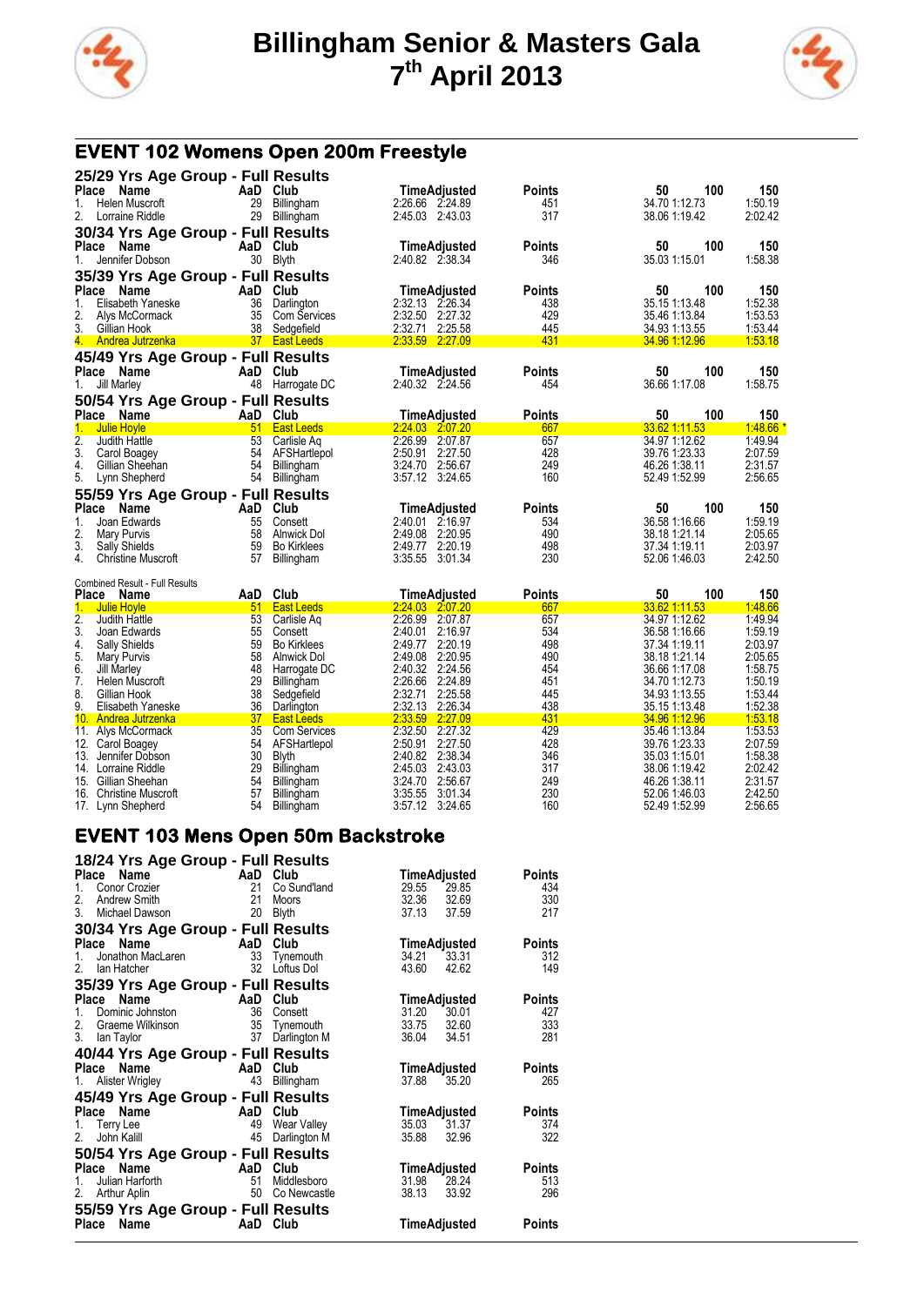# Billingham Senior & Masters Gala
# 7th April 2013

## EVENT 102 Womens Open 200m Freestyle

### 25/29 Yrs Age Group - Full Results

| Place | Name | AaD | Club | Time | Adjusted | Points | 50 | 100 | 150 |
|---|---|---|---|---|---|---|---|---|---|
| 1. | Helen Muscroft | 29 | Billingham | 2:26.66 | 2:24.89 | 451 | 34.70 | 1:12.73 | 1:50.19 |
| 2. | Lorraine Riddle | 29 | Billingham | 2:45.03 | 2:43.03 | 317 | 38.06 | 1:19.42 | 2:02.42 |

### 30/34 Yrs Age Group - Full Results

| Place | Name | AaD | Club | Time | Adjusted | Points | 50 | 100 | 150 |
|---|---|---|---|---|---|---|---|---|---|
| 1. | Jennifer Dobson | 30 | Blyth | 2:40.82 | 2:38.34 | 346 | 35.03 | 1:15.01 | 1:58.38 |

### 35/39 Yrs Age Group - Full Results

| Place | Name | AaD | Club | Time | Adjusted | Points | 50 | 100 | 150 |
|---|---|---|---|---|---|---|---|---|---|
| 1. | Elisabeth Yaneske | 36 | Darlington | 2:32.13 | 2:26.34 | 438 | 35.15 | 1:13.48 | 1:52.38 |
| 2. | Alys McCormack | 35 | Com Services | 2:32.50 | 2:27.32 | 429 | 35.46 | 1:13.84 | 1:53.53 |
| 3. | Gillian Hook | 38 | Sedgefield | 2:32.71 | 2:25.58 | 445 | 34.93 | 1:13.55 | 1:53.44 |
| 4. | Andrea Jutrzenka | 37 | East Leeds | 2:33.59 | 2:27.09 | 431 | 34.96 | 1:12.96 | 1:53.18 |

### 45/49 Yrs Age Group - Full Results

| Place | Name | AaD | Club | Time | Adjusted | Points | 50 | 100 | 150 |
|---|---|---|---|---|---|---|---|---|---|
| 1. | Jill Marley | 48 | Harrogate DC | 2:40.32 | 2:24.56 | 454 | 36.66 | 1:17.08 | 1:58.75 |

### 50/54 Yrs Age Group - Full Results

| Place | Name | AaD | Club | Time | Adjusted | Points | 50 | 100 | 150 |
|---|---|---|---|---|---|---|---|---|---|
| 1. | Julie Hoyle | 51 | East Leeds | 2:24.03 | 2:07.20 | 667 | 33.62 | 1:11.53 | 1:48.66 * |
| 2. | Judith Hattle | 53 | Carlisle Aq | 2:26.99 | 2:07.87 | 657 | 34.97 | 1:12.62 | 1:49.94 |
| 3. | Carol Boagey | 54 | AFSHartlepol | 2:50.91 | 2:27.50 | 428 | 39.76 | 1:23.33 | 2:07.59 |
| 4. | Gillian Sheehan | 54 | Billingham | 3:24.70 | 2:56.67 | 249 | 46.26 | 1:38.11 | 2:31.57 |
| 5. | Lynn Shepherd | 54 | Billingham | 3:57.12 | 3:24.65 | 160 | 52.49 | 1:52.99 | 2:56.65 |

### 55/59 Yrs Age Group - Full Results

| Place | Name | AaD | Club | Time | Adjusted | Points | 50 | 100 | 150 |
|---|---|---|---|---|---|---|---|---|---|
| 1. | Joan Edwards | 55 | Consett | 2:40.01 | 2:16.97 | 534 | 36.58 | 1:16.66 | 1:59.19 |
| 2. | Mary Purvis | 58 | Alnwick Dol | 2:49.08 | 2:20.95 | 490 | 38.18 | 1:21.14 | 2:05.65 |
| 3. | Sally Shields | 59 | Bo Kirklees | 2:49.77 | 2:20.19 | 498 | 37.34 | 1:19.11 | 2:03.97 |
| 4. | Christine Muscroft | 57 | Billingham | 3:35.55 | 3:01.34 | 230 | 52.06 | 1:46.03 | 2:42.50 |

Combined Result - Full Results

| Place | Name | AaD | Club | Time | Adjusted | Points | 50 | 100 | 150 |
|---|---|---|---|---|---|---|---|---|---|
| 1. | Julie Hoyle | 51 | East Leeds | 2:24.03 | 2:07.20 | 667 | 33.62 | 1:11.53 | 1:48.66 |
| 2. | Judith Hattle | 53 | Carlisle Aq | 2:26.99 | 2:07.87 | 657 | 34.97 | 1:12.62 | 1:49.94 |
| 3. | Joan Edwards | 55 | Consett | 2:40.01 | 2:16.97 | 534 | 36.58 | 1:16.66 | 1:59.19 |
| 4. | Sally Shields | 59 | Bo Kirklees | 2:49.77 | 2:20.19 | 498 | 37.34 | 1:19.11 | 2:03.97 |
| 5. | Mary Purvis | 58 | Alnwick Dol | 2:49.08 | 2:20.95 | 490 | 38.18 | 1:21.14 | 2:05.65 |
| 6. | Jill Marley | 48 | Harrogate DC | 2:40.32 | 2:24.56 | 454 | 36.66 | 1:17.08 | 1:58.75 |
| 7. | Helen Muscroft | 29 | Billingham | 2:26.66 | 2:24.89 | 451 | 34.70 | 1:12.73 | 1:50.19 |
| 8. | Gillian Hook | 38 | Sedgefield | 2:32.71 | 2:25.58 | 445 | 34.93 | 1:13.55 | 1:53.44 |
| 9. | Elisabeth Yaneske | 36 | Darlington | 2:32.13 | 2:26.34 | 438 | 35.15 | 1:13.48 | 1:52.38 |
| 10. | Andrea Jutrzenka | 37 | East Leeds | 2:33.59 | 2:27.09 | 431 | 34.96 | 1:12.96 | 1:53.18 |
| 11. | Alys McCormack | 35 | Com Services | 2:32.50 | 2:27.32 | 429 | 35.46 | 1:13.84 | 1:53.53 |
| 12. | Carol Boagey | 54 | AFSHartlepol | 2:50.91 | 2:27.50 | 428 | 39.76 | 1:23.33 | 2:07.59 |
| 13. | Jennifer Dobson | 30 | Blyth | 2:40.82 | 2:38.34 | 346 | 35.03 | 1:15.01 | 1:58.38 |
| 14. | Lorraine Riddle | 29 | Billingham | 2:45.03 | 2:43.03 | 317 | 38.06 | 1:19.42 | 2:02.42 |
| 15. | Gillian Sheehan | 54 | Billingham | 3:24.70 | 2:56.67 | 249 | 46.26 | 1:38.11 | 2:31.57 |
| 16. | Christine Muscroft | 57 | Billingham | 3:35.55 | 3:01.34 | 230 | 52.06 | 1:46.03 | 2:42.50 |
| 17. | Lynn Shepherd | 54 | Billingham | 3:57.12 | 3:24.65 | 160 | 52.49 | 1:52.99 | 2:56.65 |

## EVENT 103 Mens Open 50m Backstroke

### 18/24 Yrs Age Group - Full Results

| Place | Name | AaD | Club | Time | Adjusted | Points |
|---|---|---|---|---|---|---|
| 1. | Conor Crozier | 21 | Co Sund'land | 29.55 | 29.85 | 434 |
| 2. | Andrew Smith | 21 | Moors | 32.36 | 32.69 | 330 |
| 3. | Michael Dawson | 20 | Blyth | 37.13 | 37.59 | 217 |

### 30/34 Yrs Age Group - Full Results

| Place | Name | AaD | Club | Time | Adjusted | Points |
|---|---|---|---|---|---|---|
| 1. | Jonathon MacLaren | 33 | Tynemouth | 34.21 | 33.31 | 312 |
| 2. | Ian Hatcher | 32 | Loftus Dol | 43.60 | 42.62 | 149 |

### 35/39 Yrs Age Group - Full Results

| Place | Name | AaD | Club | Time | Adjusted | Points |
|---|---|---|---|---|---|---|
| 1. | Dominic Johnston | 36 | Consett | 31.20 | 30.01 | 427 |
| 2. | Graeme Wilkinson | 35 | Tynemouth | 33.75 | 32.60 | 333 |
| 3. | Ian Taylor | 37 | Darlington M | 36.04 | 34.51 | 281 |

### 40/44 Yrs Age Group - Full Results

| Place | Name | AaD | Club | Time | Adjusted | Points |
|---|---|---|---|---|---|---|
| 1. | Alister Wrigley | 43 | Billingham | 37.88 | 35.20 | 265 |

### 45/49 Yrs Age Group - Full Results

| Place | Name | AaD | Club | Time | Adjusted | Points |
|---|---|---|---|---|---|---|
| 1. | Terry Lee | 49 | Wear Valley | 35.03 | 31.37 | 374 |
| 2. | John Kalill | 45 | Darlington M | 35.88 | 32.96 | 322 |

### 50/54 Yrs Age Group - Full Results

| Place | Name | AaD | Club | Time | Adjusted | Points |
|---|---|---|---|---|---|---|
| 1. | Julian Harforth | 51 | Middlesboro | 31.98 | 28.24 | 513 |
| 2. | Arthur Aplin | 50 | Co Newcastle | 38.13 | 33.92 | 296 |

### 55/59 Yrs Age Group - Full Results

| Place | Name | AaD | Club | Time | Adjusted | Points |
|---|---|---|---|---|---|---|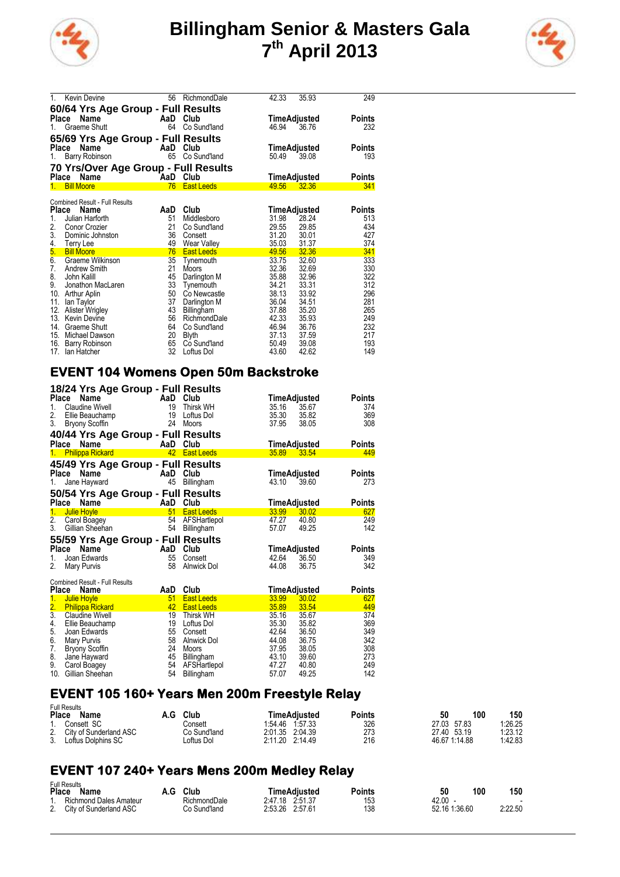# Billingham Senior & Masters Gala
## 7th April 2013

| Place | Name | AaD | Club | Time | Adjusted | Points |
|---|---|---|---|---|---|---|
| 1. | Kevin Devine | 56 | RichmondDale | 42.33 | 35.93 | 249 |

### 60/64 Yrs Age Group - Full Results

| Place | Name | AaD | Club | Time | Adjusted | Points |
|---|---|---|---|---|---|---|
| 1. | Graeme Shutt | 64 | Co Sund'land | 46.94 | 36.76 | 232 |

### 65/69 Yrs Age Group - Full Results

| Place | Name | AaD | Club | Time | Adjusted | Points |
|---|---|---|---|---|---|---|
| 1. | Barry Robinson | 65 | Co Sund'land | 50.49 | 39.08 | 193 |

### 70 Yrs/Over Age Group - Full Results

| Place | Name | AaD | Club | Time | Adjusted | Points |
|---|---|---|---|---|---|---|
| 1. | Bill Moore | 76 | East Leeds | 49.56 | 32.36 | 341 |

Combined Result - Full Results

| Place | Name | AaD | Club | Time | Adjusted | Points |
|---|---|---|---|---|---|---|
| 1. | Julian Harforth | 51 | Middlesboro | 31.98 | 28.24 | 513 |
| 2. | Conor Crozier | 21 | Co Sund'land | 29.55 | 29.85 | 434 |
| 3. | Dominic Johnston | 36 | Consett | 31.20 | 30.01 | 427 |
| 4. | Terry Lee | 49 | Wear Valley | 35.03 | 31.37 | 374 |
| 5. | Bill Moore | 76 | East Leeds | 49.56 | 32.36 | 341 |
| 6. | Graeme Wilkinson | 35 | Tynemouth | 33.75 | 32.60 | 333 |
| 7. | Andrew Smith | 21 | Moors | 32.36 | 32.69 | 330 |
| 8. | John Kalill | 45 | Darlington M | 35.88 | 32.96 | 322 |
| 9. | Jonathon MacLaren | 33 | Tynemouth | 34.21 | 33.31 | 312 |
| 10. | Arthur Aplin | 50 | Co Newcastle | 38.13 | 33.92 | 296 |
| 11. | Ian Taylor | 37 | Darlington M | 36.04 | 34.51 | 281 |
| 12. | Alister Wrigley | 43 | Billingham | 37.88 | 35.20 | 265 |
| 13. | Kevin Devine | 56 | RichmondDale | 42.33 | 35.93 | 249 |
| 14. | Graeme Shutt | 64 | Co Sund'land | 46.94 | 36.76 | 232 |
| 15. | Michael Dawson | 20 | Blyth | 37.13 | 37.59 | 217 |
| 16. | Barry Robinson | 65 | Co Sund'land | 50.49 | 39.08 | 193 |
| 17. | Ian Hatcher | 32 | Loftus Dol | 43.60 | 42.62 | 149 |

## EVENT 104 Womens Open 50m Backstroke

### 18/24 Yrs Age Group - Full Results

| Place | Name | AaD | Club | Time | Adjusted | Points |
|---|---|---|---|---|---|---|
| 1. | Claudine Wivell | 19 | Thirsk WH | 35.16 | 35.67 | 374 |
| 2. | Ellie Beauchamp | 19 | Loftus Dol | 35.30 | 35.82 | 369 |
| 3. | Bryony Scoffin | 24 | Moors | 37.95 | 38.05 | 308 |

### 40/44 Yrs Age Group - Full Results

| Place | Name | AaD | Club | Time | Adjusted | Points |
|---|---|---|---|---|---|---|
| 1. | Philippa Rickard | 42 | East Leeds | 35.89 | 33.54 | 449 |

### 45/49 Yrs Age Group - Full Results

| Place | Name | AaD | Club | Time | Adjusted | Points |
|---|---|---|---|---|---|---|
| 1. | Jane Hayward | 45 | Billingham | 43.10 | 39.60 | 273 |

### 50/54 Yrs Age Group - Full Results

| Place | Name | AaD | Club | Time | Adjusted | Points |
|---|---|---|---|---|---|---|
| 1. | Julie Hoyle | 51 | East Leeds | 33.99 | 30.02 | 627 |
| 2. | Carol Boagey | 54 | AFSHartlepol | 47.27 | 40.80 | 249 |
| 3. | Gillian Sheehan | 54 | Billingham | 57.07 | 49.25 | 142 |

### 55/59 Yrs Age Group - Full Results

| Place | Name | AaD | Club | Time | Adjusted | Points |
|---|---|---|---|---|---|---|
| 1. | Joan Edwards | 55 | Consett | 42.64 | 36.50 | 349 |
| 2. | Mary Purvis | 58 | Alnwick Dol | 44.08 | 36.75 | 342 |

Combined Result - Full Results

| Place | Name | AaD | Club | Time | Adjusted | Points |
|---|---|---|---|---|---|---|
| 1. | Julie Hoyle | 51 | East Leeds | 33.99 | 30.02 | 627 |
| 2. | Philippa Rickard | 42 | East Leeds | 35.89 | 33.54 | 449 |
| 3. | Claudine Wivell | 19 | Thirsk WH | 35.16 | 35.67 | 374 |
| 4. | Ellie Beauchamp | 19 | Loftus Dol | 35.30 | 35.82 | 369 |
| 5. | Joan Edwards | 55 | Consett | 42.64 | 36.50 | 349 |
| 6. | Mary Purvis | 58 | Alnwick Dol | 44.08 | 36.75 | 342 |
| 7. | Bryony Scoffin | 24 | Moors | 37.95 | 38.05 | 308 |
| 8. | Jane Hayward | 45 | Billingham | 43.10 | 39.60 | 273 |
| 9. | Carol Boagey | 54 | AFSHartlepol | 47.27 | 40.80 | 249 |
| 10. | Gillian Sheehan | 54 | Billingham | 57.07 | 49.25 | 142 |

## EVENT 105 160+ Years Men 200m Freestyle Relay

Full Results

| Place | Name | A.G | Club | Time | Adjusted | Points | 50 | 100 | 150 |
|---|---|---|---|---|---|---|---|---|---|
| 1. | Consett SC | | Consett | 1:54.46 | 1:57.33 | 326 | 27.03 | 57.83 | 1:26.25 |
| 2. | City of Sunderland ASC | | Co Sund'land | 2:01.35 | 2:04.39 | 273 | 27.40 | 53.19 | 1:23.12 |
| 3. | Loftus Dolphins SC | | Loftus Dol | 2:11.20 | 2:14.49 | 216 | 46.67 | 1:14.88 | 1:42.83 |

## EVENT 107 240+ Years Mens 200m Medley Relay

Full Results

| Place | Name | A.G | Club | Time | Adjusted | Points | 50 | 100 | 150 |
|---|---|---|---|---|---|---|---|---|---|
| 1. | Richmond Dales Amateur | | RichmondDale | 2:47.18 | 2:51.37 | 153 | 42.00 | - | - |
| 2. | City of Sunderland ASC | | Co Sund'land | 2:53.26 | 2:57.61 | 138 | 52.16 | 1:36.60 | 2:22.50 |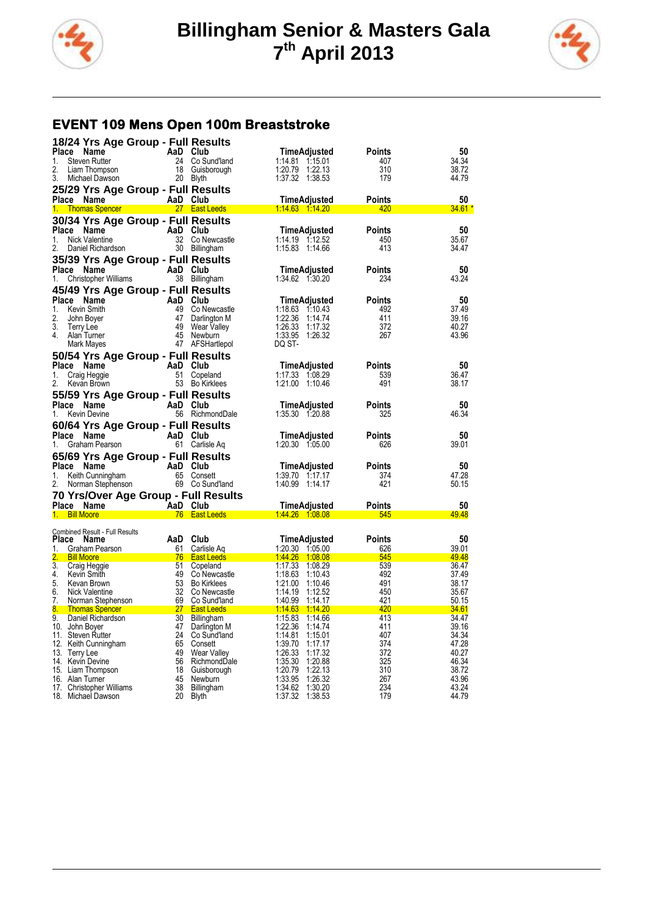# Billingham Senior & Masters Gala
## 7th April 2013

## EVENT 109 Mens Open 100m Breaststroke

### 18/24 Yrs Age Group - Full Results

| Place | Name | AaD | Club | Time | Adjusted | Points | 50 |
|---|---|---|---|---|---|---|---|
| 1. | Steven Rutter | 24 | Co Sund'land | 1:14.81 | 1:15.01 | 407 | 34.34 |
| 2. | Liam Thompson | 18 | Guisborough | 1:20.79 | 1:22.13 | 310 | 38.72 |
| 3. | Michael Dawson | 20 | Blyth | 1:37.32 | 1:38.53 | 179 | 44.79 |

### 25/29 Yrs Age Group - Full Results

| Place | Name | AaD | Club | Time | Adjusted | Points | 50 |
|---|---|---|---|---|---|---|---|
| 1. | Thomas Spencer | 27 | East Leeds | 1:14.63 | 1:14.20 | 420 | 34.61 * |

### 30/34 Yrs Age Group - Full Results

| Place | Name | AaD | Club | Time | Adjusted | Points | 50 |
|---|---|---|---|---|---|---|---|
| 1. | Nick Valentine | 32 | Co Newcastle | 1:14.19 | 1:12.52 | 450 | 35.67 |
| 2. | Daniel Richardson | 30 | Billingham | 1:15.83 | 1:14.66 | 413 | 34.47 |

### 35/39 Yrs Age Group - Full Results

| Place | Name | AaD | Club | Time | Adjusted | Points | 50 |
|---|---|---|---|---|---|---|---|
| 1. | Christopher Williams | 38 | Billingham | 1:34.62 | 1:30.20 | 234 | 43.24 |

### 45/49 Yrs Age Group - Full Results

| Place | Name | AaD | Club | Time | Adjusted | Points | 50 |
|---|---|---|---|---|---|---|---|
| 1. | Kevin Smith | 49 | Co Newcastle | 1:18.63 | 1:10.43 | 492 | 37.49 |
| 2. | John Boyer | 47 | Darlington M | 1:22.36 | 1:14.74 | 411 | 39.16 |
| 3. | Terry Lee | 49 | Wear Valley | 1:26.33 | 1:17.32 | 372 | 40.27 |
| 4. | Alan Turner | 45 | Newburn | 1:33.95 | 1:26.32 | 267 | 43.96 |
| | Mark Mayes | 47 | AFSHartlepol | DQ ST- | | | |

### 50/54 Yrs Age Group - Full Results

| Place | Name | AaD | Club | Time | Adjusted | Points | 50 |
|---|---|---|---|---|---|---|---|
| 1. | Craig Heggie | 51 | Copeland | 1:17.33 | 1:08.29 | 539 | 36.47 |
| 2. | Kevan Brown | 53 | Bo Kirklees | 1:21.00 | 1:10.46 | 491 | 38.17 |

### 55/59 Yrs Age Group - Full Results

| Place | Name | AaD | Club | Time | Adjusted | Points | 50 |
|---|---|---|---|---|---|---|---|
| 1. | Kevin Devine | 56 | RichmondDale | 1:35.30 | 1:20.88 | 325 | 46.34 |

### 60/64 Yrs Age Group - Full Results

| Place | Name | AaD | Club | Time | Adjusted | Points | 50 |
|---|---|---|---|---|---|---|---|
| 1. | Graham Pearson | 61 | Carlisle Aq | 1:20.30 | 1:05.00 | 626 | 39.01 |

### 65/69 Yrs Age Group - Full Results

| Place | Name | AaD | Club | Time | Adjusted | Points | 50 |
|---|---|---|---|---|---|---|---|
| 1. | Keith Cunningham | 65 | Consett | 1:39.70 | 1:17.17 | 374 | 47.28 |
| 2. | Norman Stephenson | 69 | Co Sund'land | 1:40.99 | 1:14.17 | 421 | 50.15 |

### 70 Yrs/Over Age Group - Full Results

| Place | Name | AaD | Club | Time | Adjusted | Points | 50 |
|---|---|---|---|---|---|---|---|
| 1. | Bill Moore | 76 | East Leeds | 1:44.26 | 1:08.08 | 545 | 49.48 |

### Combined Result - Full Results

| Place | Name | AaD | Club | Time | Adjusted | Points | 50 |
|---|---|---|---|---|---|---|---|
| 1. | Graham Pearson | 61 | Carlisle Aq | 1:20.30 | 1:05.00 | 626 | 39.01 |
| 2. | Bill Moore | 76 | East Leeds | 1:44.26 | 1:08.08 | 545 | 49.48 |
| 3. | Craig Heggie | 51 | Copeland | 1:17.33 | 1:08.29 | 539 | 36.47 |
| 4. | Kevin Smith | 49 | Co Newcastle | 1:18.63 | 1:10.43 | 492 | 37.49 |
| 5. | Kevan Brown | 53 | Bo Kirklees | 1:21.00 | 1:10.46 | 491 | 38.17 |
| 6. | Nick Valentine | 32 | Co Newcastle | 1:14.19 | 1:12.52 | 450 | 35.67 |
| 7. | Norman Stephenson | 69 | Co Sund'land | 1:40.99 | 1:14.17 | 421 | 50.15 |
| 8. | Thomas Spencer | 27 | East Leeds | 1:14.63 | 1:14.20 | 420 | 34.61 |
| 9. | Daniel Richardson | 30 | Billingham | 1:15.83 | 1:14.66 | 413 | 34.47 |
| 10. | John Boyer | 47 | Darlington M | 1:22.36 | 1:14.74 | 411 | 39.16 |
| 11. | Steven Rutter | 24 | Co Sund'land | 1:14.81 | 1:15.01 | 407 | 34.34 |
| 12. | Keith Cunningham | 65 | Consett | 1:39.70 | 1:17.17 | 374 | 47.28 |
| 13. | Terry Lee | 49 | Wear Valley | 1:26.33 | 1:17.32 | 372 | 40.27 |
| 14. | Kevin Devine | 56 | RichmondDale | 1:35.30 | 1:20.88 | 325 | 46.34 |
| 15. | Liam Thompson | 18 | Guisborough | 1:20.79 | 1:22.13 | 310 | 38.72 |
| 16. | Alan Turner | 45 | Newburn | 1:33.95 | 1:26.32 | 267 | 43.96 |
| 17. | Christopher Williams | 38 | Billingham | 1:34.62 | 1:30.20 | 234 | 43.24 |
| 18. | Michael Dawson | 20 | Blyth | 1:37.32 | 1:38.53 | 179 | 44.79 |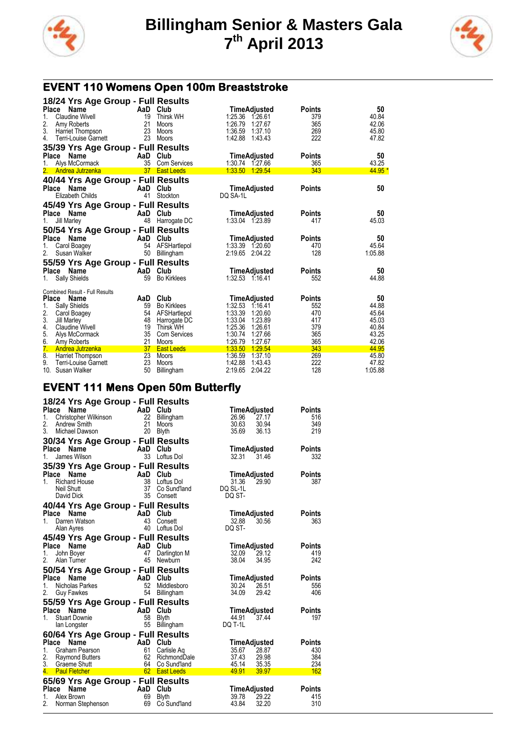# Billingham Senior & Masters Gala
## 7th April 2013

## EVENT 110 Womens Open 100m Breaststroke

### 18/24 Yrs Age Group - Full Results

| Place | Name | AaD | Club | Time | Adjusted | Points | 50 |
|---|---|---|---|---|---|---|---|
| 1. | Claudine Wivell | 19 | Thirsk WH | 1:25.36 | 1:26.61 | 379 | 40.84 |
| 2. | Amy Roberts | 21 | Moors | 1:26.79 | 1:27.67 | 365 | 42.06 |
| 3. | Harriet Thompson | 23 | Moors | 1:36.59 | 1:37.10 | 269 | 45.80 |
| 4. | Terri-Louise Garnett | 23 | Moors | 1:42.88 | 1:43.43 | 222 | 47.82 |

### 35/39 Yrs Age Group - Full Results

| Place | Name | AaD | Club | Time | Adjusted | Points | 50 |
|---|---|---|---|---|---|---|---|
| 1. | Alys McCormack | 35 | Com Services | 1:30.74 | 1:27.66 | 365 | 43.25 |
| 2. | Andrea Jutrzenka | 37 | East Leeds | 1:33.50 | 1:29.54 | 343 | 44.95 * |

### 40/44 Yrs Age Group - Full Results

| Place | Name | AaD | Club | Time | Adjusted | Points | 50 |
|---|---|---|---|---|---|---|---|
| | Elizabeth Childs | 41 | Stockton | DQ SA-1L | | | |

### 45/49 Yrs Age Group - Full Results

| Place | Name | AaD | Club | Time | Adjusted | Points | 50 |
|---|---|---|---|---|---|---|---|
| 1. | Jill Marley | 48 | Harrogate DC | 1:33.04 | 1:23.89 | 417 | 45.03 |

### 50/54 Yrs Age Group - Full Results

| Place | Name | AaD | Club | Time | Adjusted | Points | 50 |
|---|---|---|---|---|---|---|---|
| 1. | Carol Boagey | 54 | AFSHartlepol | 1:33.39 | 1:20.60 | 470 | 45.64 |
| 2. | Susan Walker | 50 | Billingham | 2:19.65 | 2:04.22 | 128 | 1:05.88 |

### 55/59 Yrs Age Group - Full Results

| Place | Name | AaD | Club | Time | Adjusted | Points | 50 |
|---|---|---|---|---|---|---|---|
| 1. | Sally Shields | 59 | Bo Kirklees | 1:32.53 | 1:16.41 | 552 | 44.88 |

Combined Result - Full Results

| Place | Name | AaD | Club | Time | Adjusted | Points | 50 |
|---|---|---|---|---|---|---|---|
| 1. | Sally Shields | 59 | Bo Kirklees | 1:32.53 | 1:16.41 | 552 | 44.88 |
| 2. | Carol Boagey | 54 | AFSHartlepol | 1:33.39 | 1:20.60 | 470 | 45.64 |
| 3. | Jill Marley | 48 | Harrogate DC | 1:33.04 | 1:23.89 | 417 | 45.03 |
| 4. | Claudine Wivell | 19 | Thirsk WH | 1:25.36 | 1:26.61 | 379 | 40.84 |
| 5. | Alys McCormack | 35 | Com Services | 1:30.74 | 1:27.66 | 365 | 43.25 |
| 6. | Amy Roberts | 21 | Moors | 1:26.79 | 1:27.67 | 365 | 42.06 |
| 7. | Andrea Jutrzenka | 37 | East Leeds | 1:33.50 | 1:29.54 | 343 | 44.95 |
| 8. | Harriet Thompson | 23 | Moors | 1:36.59 | 1:37.10 | 269 | 45.80 |
| 9. | Terri-Louise Garnett | 23 | Moors | 1:42.88 | 1:43.43 | 222 | 47.82 |
| 10. | Susan Walker | 50 | Billingham | 2:19.65 | 2:04.22 | 128 | 1:05.88 |

## EVENT 111 Mens Open 50m Butterfly

### 18/24 Yrs Age Group - Full Results

| Place | Name | AaD | Club | Time | Adjusted | Points |
|---|---|---|---|---|---|---|
| 1. | Christopher Wilkinson | 22 | Billingham | 26.96 | 27.17 | 516 |
| 2. | Andrew Smith | 21 | Moors | 30.63 | 30.94 | 349 |
| 3. | Michael Dawson | 20 | Blyth | 35.69 | 36.13 | 219 |

### 30/34 Yrs Age Group - Full Results

| Place | Name | AaD | Club | Time | Adjusted | Points |
|---|---|---|---|---|---|---|
| 1. | James Wilson | 33 | Loftus Dol | 32.31 | 31.46 | 332 |

### 35/39 Yrs Age Group - Full Results

| Place | Name | AaD | Club | Time | Adjusted | Points |
|---|---|---|---|---|---|---|
| 1. | Richard House | 38 | Loftus Dol | 31.36 | 29.90 | 387 |
| | Neil Shutt | 37 | Co Sund'land | DQ SL-1L | | |
| | David Dick | 35 | Consett | DQ ST- | | |

### 40/44 Yrs Age Group - Full Results

| Place | Name | AaD | Club | Time | Adjusted | Points |
|---|---|---|---|---|---|---|
| 1. | Darren Watson | 43 | Consett | 32.88 | 30.56 | 363 |
| | Alan Ayres | 40 | Loftus Dol | DQ ST- | | |

### 45/49 Yrs Age Group - Full Results

| Place | Name | AaD | Club | Time | Adjusted | Points |
|---|---|---|---|---|---|---|
| 1. | John Boyer | 47 | Darlington M | 32.09 | 29.12 | 419 |
| 2. | Alan Turner | 45 | Newburn | 38.04 | 34.95 | 242 |

### 50/54 Yrs Age Group - Full Results

| Place | Name | AaD | Club | Time | Adjusted | Points |
|---|---|---|---|---|---|---|
| 1. | Nicholas Parkes | 52 | Middlesboro | 30.24 | 26.51 | 556 |
| 2. | Guy Fawkes | 54 | Billingham | 34.09 | 29.42 | 406 |

### 55/59 Yrs Age Group - Full Results

| Place | Name | AaD | Club | Time | Adjusted | Points |
|---|---|---|---|---|---|---|
| 1. | Stuart Downie | 58 | Blyth | 44.91 | 37.44 | 197 |
| | Ian Longster | 55 | Billingham | DQ T-1L | | |

### 60/64 Yrs Age Group - Full Results

| Place | Name | AaD | Club | Time | Adjusted | Points |
|---|---|---|---|---|---|---|
| 1. | Graham Pearson | 61 | Carlisle Aq | 35.67 | 28.87 | 430 |
| 2. | Raymond Butters | 62 | RichmondDale | 37.43 | 29.98 | 384 |
| 3. | Graeme Shutt | 64 | Co Sund'land | 45.14 | 35.35 | 234 |
| 4. | Paul Fletcher | 62 | East Leeds | 49.91 | 39.97 | 162 |

### 65/69 Yrs Age Group - Full Results

| Place | Name | AaD | Club | Time | Adjusted | Points |
|---|---|---|---|---|---|---|
| 1. | Alex Brown | 69 | Blyth | 39.78 | 29.22 | 415 |
| 2. | Norman Stephenson | 69 | Co Sund'land | 43.84 | 32.20 | 310 |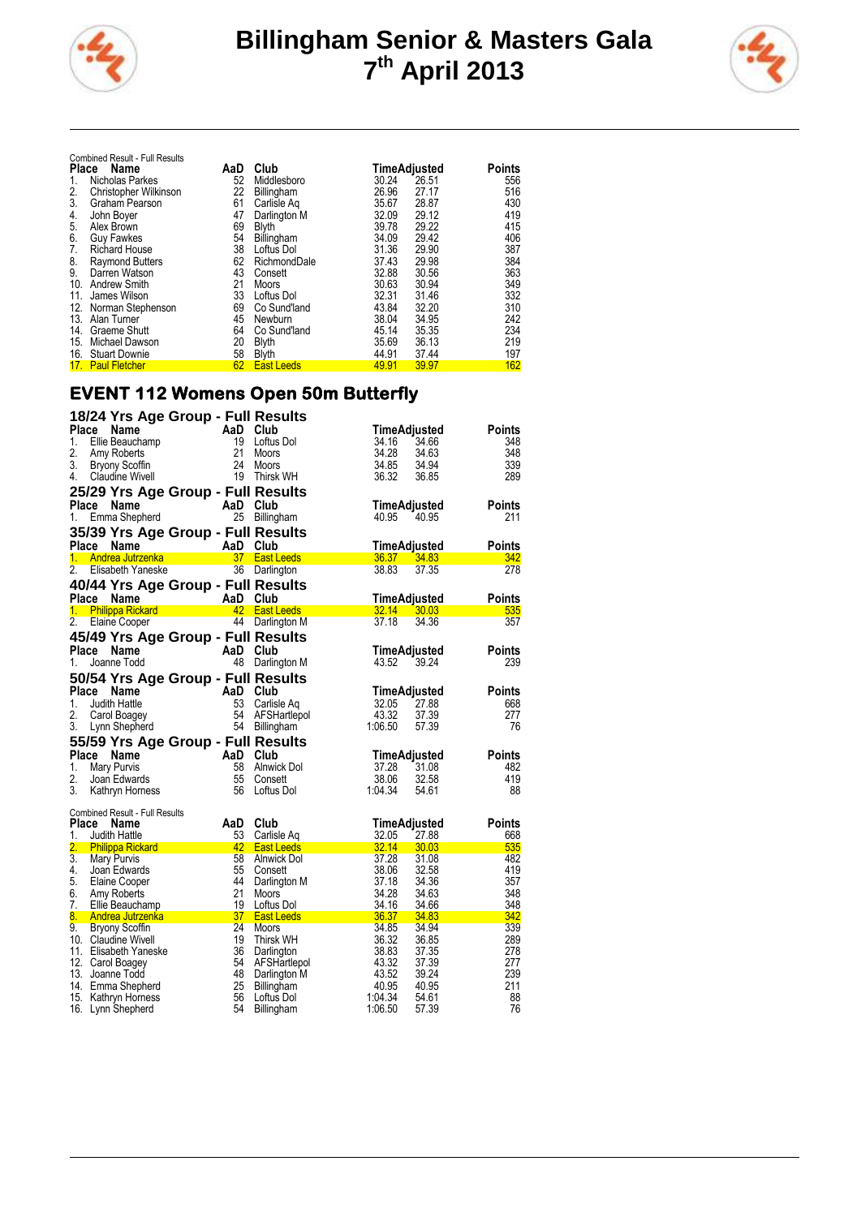# Billingham Senior & Masters Gala
## 7th April 2013

Combined Result - Full Results

| Place | Name | AaD | Club | Time | Adjusted | Points |
|---|---|---|---|---|---|---|
| 1. | Nicholas Parkes | 52 | Middlesboro | 30.24 | 26.51 | 556 |
| 2. | Christopher Wilkinson | 22 | Billingham | 26.96 | 27.17 | 516 |
| 3. | Graham Pearson | 61 | Carlisle Aq | 35.67 | 28.87 | 430 |
| 4. | John Boyer | 47 | Darlington M | 32.09 | 29.12 | 419 |
| 5. | Alex Brown | 69 | Blyth | 39.78 | 29.22 | 415 |
| 6. | Guy Fawkes | 54 | Billingham | 34.09 | 29.42 | 406 |
| 7. | Richard House | 38 | Loftus Dol | 31.36 | 29.90 | 387 |
| 8. | Raymond Butters | 62 | RichmondDale | 37.43 | 29.98 | 384 |
| 9. | Darren Watson | 43 | Consett | 32.88 | 30.56 | 363 |
| 10. | Andrew Smith | 21 | Moors | 30.63 | 30.94 | 349 |
| 11. | James Wilson | 33 | Loftus Dol | 32.31 | 31.46 | 332 |
| 12. | Norman Stephenson | 69 | Co Sund'land | 43.84 | 32.20 | 310 |
| 13. | Alan Turner | 45 | Newburn | 38.04 | 34.95 | 242 |
| 14. | Graeme Shutt | 64 | Co Sund'land | 45.14 | 35.35 | 234 |
| 15. | Michael Dawson | 20 | Blyth | 35.69 | 36.13 | 219 |
| 16. | Stuart Downie | 58 | Blyth | 44.91 | 37.44 | 197 |
| 17. | Paul Fletcher | 62 | East Leeds | 49.91 | 39.97 | 162 |

## EVENT 112 Womens Open 50m Butterfly

### 18/24 Yrs Age Group - Full Results

| Place | Name | AaD | Club | Time | Adjusted | Points |
|---|---|---|---|---|---|---|
| 1. | Ellie Beauchamp | 19 | Loftus Dol | 34.16 | 34.66 | 348 |
| 2. | Amy Roberts | 21 | Moors | 34.28 | 34.63 | 348 |
| 3. | Bryony Scoffin | 24 | Moors | 34.85 | 34.94 | 339 |
| 4. | Claudine Wivell | 19 | Thirsk WH | 36.32 | 36.85 | 289 |

### 25/29 Yrs Age Group - Full Results

| Place | Name | AaD | Club | Time | Adjusted | Points |
|---|---|---|---|---|---|---|
| 1. | Emma Shepherd | 25 | Billingham | 40.95 | 40.95 | 211 |

### 35/39 Yrs Age Group - Full Results

| Place | Name | AaD | Club | Time | Adjusted | Points |
|---|---|---|---|---|---|---|
| 1. | Andrea Jutrzenka | 37 | East Leeds | 36.37 | 34.83 | 342 |
| 2. | Elisabeth Yaneske | 36 | Darlington | 38.83 | 37.35 | 278 |

### 40/44 Yrs Age Group - Full Results

| Place | Name | AaD | Club | Time | Adjusted | Points |
|---|---|---|---|---|---|---|
| 1. | Philippa Rickard | 42 | East Leeds | 32.14 | 30.03 | 535 |
| 2. | Elaine Cooper | 44 | Darlington M | 37.18 | 34.36 | 357 |

### 45/49 Yrs Age Group - Full Results

| Place | Name | AaD | Club | Time | Adjusted | Points |
|---|---|---|---|---|---|---|
| 1. | Joanne Todd | 48 | Darlington M | 43.52 | 39.24 | 239 |

### 50/54 Yrs Age Group - Full Results

| Place | Name | AaD | Club | Time | Adjusted | Points |
|---|---|---|---|---|---|---|
| 1. | Judith Hattle | 53 | Carlisle Aq | 32.05 | 27.88 | 668 |
| 2. | Carol Boagey | 54 | AFSHartlepol | 43.32 | 37.39 | 277 |
| 3. | Lynn Shepherd | 54 | Billingham | 1:06.50 | 57.39 | 76 |

### 55/59 Yrs Age Group - Full Results

| Place | Name | AaD | Club | Time | Adjusted | Points |
|---|---|---|---|---|---|---|
| 1. | Mary Purvis | 58 | Alnwick Dol | 37.28 | 31.08 | 482 |
| 2. | Joan Edwards | 55 | Consett | 38.06 | 32.58 | 419 |
| 3. | Kathryn Horness | 56 | Loftus Dol | 1:04.34 | 54.61 | 88 |

Combined Result - Full Results

| Place | Name | AaD | Club | Time | Adjusted | Points |
|---|---|---|---|---|---|---|
| 1. | Judith Hattle | 53 | Carlisle Aq | 32.05 | 27.88 | 668 |
| 2. | Philippa Rickard | 42 | East Leeds | 32.14 | 30.03 | 535 |
| 3. | Mary Purvis | 58 | Alnwick Dol | 37.28 | 31.08 | 482 |
| 4. | Joan Edwards | 55 | Consett | 38.06 | 32.58 | 419 |
| 5. | Elaine Cooper | 44 | Darlington M | 37.18 | 34.36 | 357 |
| 6. | Amy Roberts | 21 | Moors | 34.28 | 34.63 | 348 |
| 7. | Ellie Beauchamp | 19 | Loftus Dol | 34.16 | 34.66 | 348 |
| 8. | Andrea Jutrzenka | 37 | East Leeds | 36.37 | 34.83 | 342 |
| 9. | Bryony Scoffin | 24 | Moors | 34.85 | 34.94 | 339 |
| 10. | Claudine Wivell | 19 | Thirsk WH | 36.32 | 36.85 | 289 |
| 11. | Elisabeth Yaneske | 36 | Darlington | 38.83 | 37.35 | 278 |
| 12. | Carol Boagey | 54 | AFSHartlepol | 43.32 | 37.39 | 277 |
| 13. | Joanne Todd | 48 | Darlington M | 43.52 | 39.24 | 239 |
| 14. | Emma Shepherd | 25 | Billingham | 40.95 | 40.95 | 211 |
| 15. | Kathryn Horness | 56 | Loftus Dol | 1:04.34 | 54.61 | 88 |
| 16. | Lynn Shepherd | 54 | Billingham | 1:06.50 | 57.39 | 76 |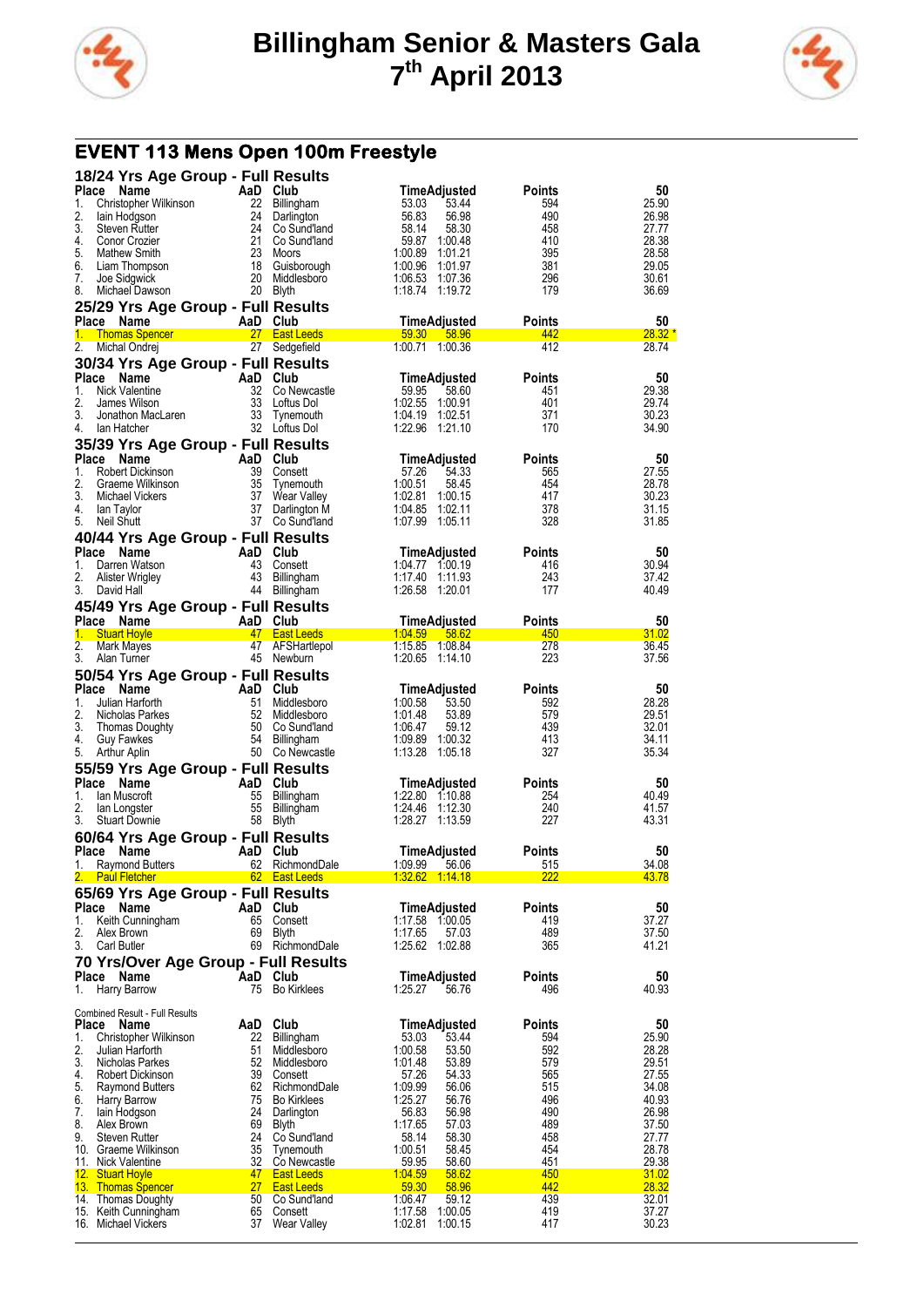# Billingham Senior & Masters Gala
## 7th April 2013

## EVENT 113 Mens Open 100m Freestyle

### 18/24 Yrs Age Group - Full Results

| Place | Name | AaD | Club | Time | Adjusted | Points | 50 |
|---|---|---|---|---|---|---|---|
| 1. | Christopher Wilkinson | 22 | Billingham | 53.03 | 53.44 | 594 | 25.90 |
| 2. | Iain Hodgson | 24 | Darlington | 56.83 | 56.98 | 490 | 26.98 |
| 3. | Steven Rutter | 24 | Co Sund'land | 58.14 | 58.30 | 458 | 27.77 |
| 4. | Conor Crozier | 21 | Co Sund'land | 59.87 | 1:00.48 | 410 | 28.38 |
| 5. | Mathew Smith | 23 | Moors | 1:00.89 | 1:01.21 | 395 | 28.58 |
| 6. | Liam Thompson | 18 | Guisborough | 1:00.96 | 1:01.97 | 381 | 29.05 |
| 7. | Joe Sidgwick | 20 | Middlesboro | 1:06.53 | 1:07.36 | 296 | 30.61 |
| 8. | Michael Dawson | 20 | Blyth | 1:18.74 | 1:19.72 | 179 | 36.69 |

### 25/29 Yrs Age Group - Full Results

| Place | Name | AaD | Club | Time | Adjusted | Points | 50 |
|---|---|---|---|---|---|---|---|
| 1. | Thomas Spencer | 27 | East Leeds | 59.30 | 58.96 | 442 | 28.32 * |
| 2. | Michal Ondrej | 27 | Sedgefield | 1:00.71 | 1:00.36 | 412 | 28.74 |

### 30/34 Yrs Age Group - Full Results

| Place | Name | AaD | Club | Time | Adjusted | Points | 50 |
|---|---|---|---|---|---|---|---|
| 1. | Nick Valentine | 32 | Co Newcastle | 59.95 | 58.60 | 451 | 29.38 |
| 2. | James Wilson | 33 | Loftus Dol | 1:02.55 | 1:00.91 | 401 | 29.74 |
| 3. | Jonathon MacLaren | 33 | Tynemouth | 1:04.19 | 1:02.51 | 371 | 30.23 |
| 4. | Ian Hatcher | 32 | Loftus Dol | 1:22.96 | 1:21.10 | 170 | 34.90 |

### 35/39 Yrs Age Group - Full Results

| Place | Name | AaD | Club | Time | Adjusted | Points | 50 |
|---|---|---|---|---|---|---|---|
| 1. | Robert Dickinson | 39 | Consett | 57.26 | 54.33 | 565 | 27.55 |
| 2. | Graeme Wilkinson | 35 | Tynemouth | 1:00.51 | 58.45 | 454 | 28.78 |
| 3. | Michael Vickers | 37 | Wear Valley | 1:02.81 | 1:00.15 | 417 | 30.23 |
| 4. | Ian Taylor | 37 | Darlington M | 1:04.85 | 1:02.11 | 378 | 31.15 |
| 5. | Neil Shutt | 37 | Co Sund'land | 1:07.99 | 1:05.11 | 328 | 31.85 |

### 40/44 Yrs Age Group - Full Results

| Place | Name | AaD | Club | Time | Adjusted | Points | 50 |
|---|---|---|---|---|---|---|---|
| 1. | Darren Watson | 43 | Consett | 1:04.77 | 1:00.19 | 416 | 30.94 |
| 2. | Alister Wrigley | 43 | Billingham | 1:17.40 | 1:11.93 | 243 | 37.42 |
| 3. | David Hall | 44 | Billingham | 1:26.58 | 1:20.01 | 177 | 40.49 |

### 45/49 Yrs Age Group - Full Results

| Place | Name | AaD | Club | Time | Adjusted | Points | 50 |
|---|---|---|---|---|---|---|---|
| 1. | Stuart Hoyle | 47 | East Leeds | 1:04.59 | 58.62 | 450 | 31.02 |
| 2. | Mark Mayes | 47 | AFSHartlepol | 1:15.85 | 1:08.84 | 278 | 36.45 |
| 3. | Alan Turner | 45 | Newburn | 1:20.65 | 1:14.10 | 223 | 37.56 |

### 50/54 Yrs Age Group - Full Results

| Place | Name | AaD | Club | Time | Adjusted | Points | 50 |
|---|---|---|---|---|---|---|---|
| 1. | Julian Harforth | 51 | Middlesboro | 1:00.58 | 53.50 | 592 | 28.28 |
| 2. | Nicholas Parkes | 52 | Middlesboro | 1:01.48 | 53.89 | 579 | 29.51 |
| 3. | Thomas Doughty | 50 | Co Sund'land | 1:06.47 | 59.12 | 439 | 32.01 |
| 4. | Guy Fawkes | 54 | Billingham | 1:09.89 | 1:00.32 | 413 | 34.11 |
| 5. | Arthur Aplin | 50 | Co Newcastle | 1:13.28 | 1:05.18 | 327 | 35.34 |

### 55/59 Yrs Age Group - Full Results

| Place | Name | AaD | Club | Time | Adjusted | Points | 50 |
|---|---|---|---|---|---|---|---|
| 1. | Ian Muscroft | 55 | Billingham | 1:22.80 | 1:10.88 | 254 | 40.49 |
| 2. | Ian Longster | 55 | Billingham | 1:24.46 | 1:12.30 | 240 | 41.57 |
| 3. | Stuart Downie | 58 | Blyth | 1:28.27 | 1:13.59 | 227 | 43.31 |

### 60/64 Yrs Age Group - Full Results

| Place | Name | AaD | Club | Time | Adjusted | Points | 50 |
|---|---|---|---|---|---|---|---|
| 1. | Raymond Butters | 62 | RichmondDale | 1:09.99 | 56.06 | 515 | 34.08 |
| 2. | Paul Fletcher | 62 | East Leeds | 1:32.62 | 1:14.18 | 222 | 43.78 |

### 65/69 Yrs Age Group - Full Results

| Place | Name | AaD | Club | Time | Adjusted | Points | 50 |
|---|---|---|---|---|---|---|---|
| 1. | Keith Cunningham | 65 | Consett | 1:17.58 | 1:00.05 | 419 | 37.27 |
| 2. | Alex Brown | 69 | Blyth | 1:17.65 | 57.03 | 489 | 37.50 |
| 3. | Carl Butler | 69 | RichmondDale | 1:25.62 | 1:02.88 | 365 | 41.21 |

### 70 Yrs/Over Age Group - Full Results

| Place | Name | AaD | Club | Time | Adjusted | Points | 50 |
|---|---|---|---|---|---|---|---|
| 1. | Harry Barrow | 75 | Bo Kirklees | 1:25.27 | 56.76 | 496 | 40.93 |

### Combined Result - Full Results

| Place | Name | AaD | Club | Time | Adjusted | Points | 50 |
|---|---|---|---|---|---|---|---|
| 1. | Christopher Wilkinson | 22 | Billingham | 53.03 | 53.44 | 594 | 25.90 |
| 2. | Julian Harforth | 51 | Middlesboro | 1:00.58 | 53.50 | 592 | 28.28 |
| 3. | Nicholas Parkes | 52 | Middlesboro | 1:01.48 | 53.89 | 579 | 29.51 |
| 4. | Robert Dickinson | 39 | Consett | 57.26 | 54.33 | 565 | 27.55 |
| 5. | Raymond Butters | 62 | RichmondDale | 1:09.99 | 56.06 | 515 | 34.08 |
| 6. | Harry Barrow | 75 | Bo Kirklees | 1:25.27 | 56.76 | 496 | 40.93 |
| 7. | Iain Hodgson | 24 | Darlington | 56.83 | 56.98 | 490 | 26.98 |
| 8. | Alex Brown | 69 | Blyth | 1:17.65 | 57.03 | 489 | 37.50 |
| 9. | Steven Rutter | 24 | Co Sund'land | 58.14 | 58.30 | 458 | 27.77 |
| 10. | Graeme Wilkinson | 35 | Tynemouth | 1:00.51 | 58.45 | 454 | 28.78 |
| 11. | Nick Valentine | 32 | Co Newcastle | 59.95 | 58.60 | 451 | 29.38 |
| 12. | Stuart Hoyle | 47 | East Leeds | 1:04.59 | 58.62 | 450 | 31.02 |
| 13. | Thomas Spencer | 27 | East Leeds | 59.30 | 58.96 | 442 | 28.32 |
| 14. | Thomas Doughty | 50 | Co Sund'land | 1:06.47 | 59.12 | 439 | 32.01 |
| 15. | Keith Cunningham | 65 | Consett | 1:17.58 | 1:00.05 | 419 | 37.27 |
| 16. | Michael Vickers | 37 | Wear Valley | 1:02.81 | 1:00.15 | 417 | 30.23 |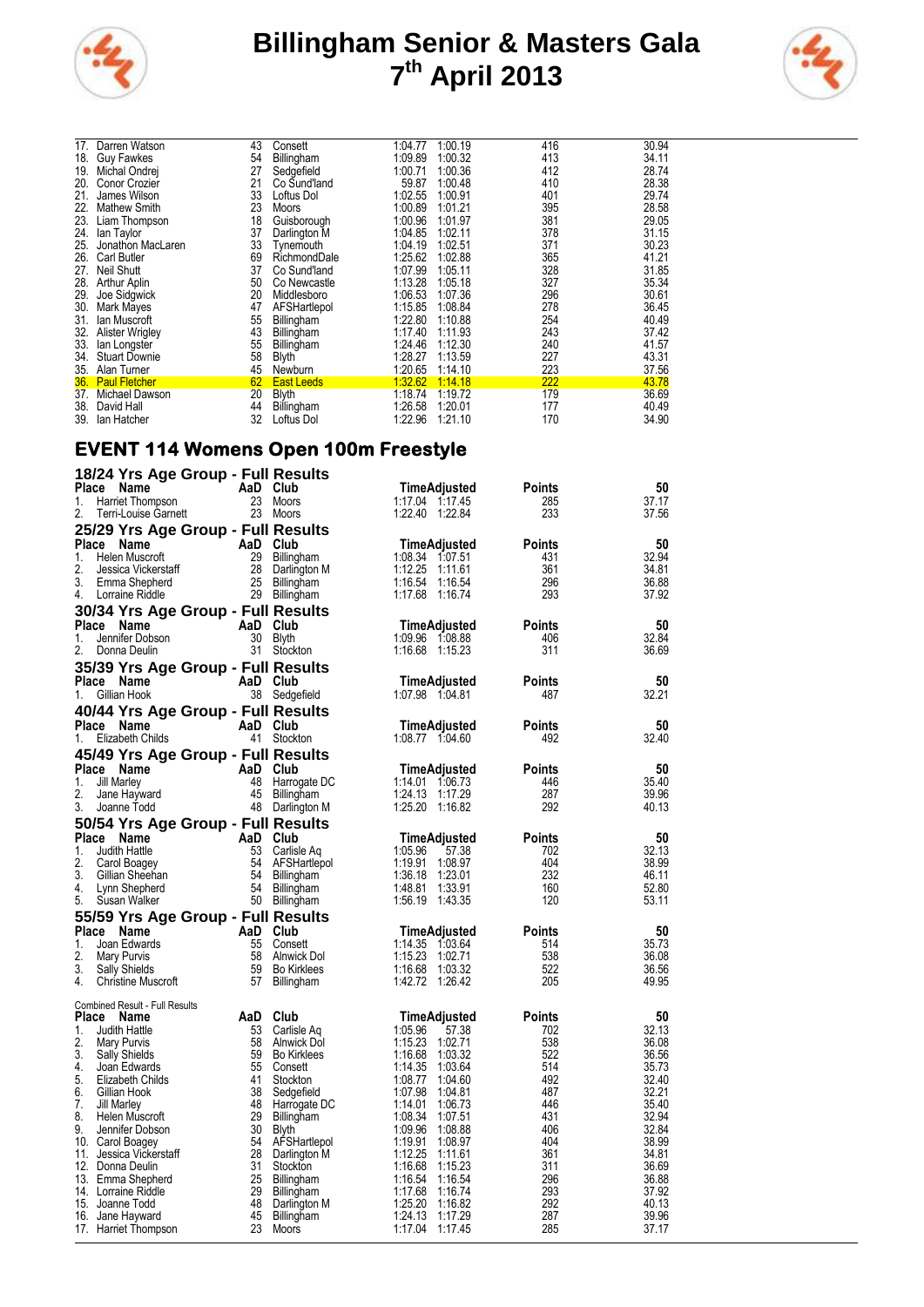| Place | Name | AaD | Club | Time | Adjusted | Points | 50 |
|---|---|---|---|---|---|---|---|
| 17. | Darren Watson | 43 | Consett | 1:04.77 | 1:00.19 | 416 | 30.94 |
| 18. | Guy Fawkes | 54 | Billingham | 1:09.89 | 1:00.32 | 413 | 34.11 |
| 19. | Michal Ondrej | 27 | Sedgefield | 1:00.71 | 1:00.36 | 412 | 28.74 |
| 20. | Conor Crozier | 21 | Co Sund'land | 59.87 | 1:00.48 | 410 | 28.38 |
| 21. | James Wilson | 33 | Loftus Dol | 1:02.55 | 1:00.91 | 401 | 29.74 |
| 22. | Mathew Smith | 23 | Moors | 1:00.89 | 1:01.21 | 395 | 28.58 |
| 23. | Liam Thompson | 18 | Guisborough | 1:00.96 | 1:01.97 | 381 | 29.05 |
| 24. | Ian Taylor | 37 | Darlington M | 1:04.85 | 1:02.11 | 378 | 31.15 |
| 25. | Jonathon MacLaren | 33 | Tynemouth | 1:04.19 | 1:02.51 | 371 | 30.23 |
| 26. | Carl Butler | 69 | RichmondDale | 1:25.62 | 1:02.88 | 365 | 41.21 |
| 27. | Neil Shutt | 37 | Co Sund'land | 1:07.99 | 1:05.11 | 328 | 31.85 |
| 28. | Arthur Aplin | 50 | Co Newcastle | 1:13.28 | 1:05.18 | 327 | 35.34 |
| 29. | Joe Sidgwick | 20 | Middlesboro | 1:06.53 | 1:07.36 | 296 | 30.61 |
| 30. | Mark Mayes | 47 | AFSHartlepol | 1:15.85 | 1:08.84 | 278 | 36.45 |
| 31. | Ian Muscroft | 55 | Billingham | 1:22.80 | 1:10.88 | 254 | 40.49 |
| 32. | Alister Wrigley | 43 | Billingham | 1:17.40 | 1:11.93 | 243 | 37.42 |
| 33. | Ian Longster | 55 | Billingham | 1:24.46 | 1:12.30 | 240 | 41.57 |
| 34. | Stuart Downie | 58 | Blyth | 1:28.27 | 1:13.59 | 227 | 43.31 |
| 35. | Alan Turner | 45 | Newburn | 1:20.65 | 1:14.10 | 223 | 37.56 |
| 36. | Paul Fletcher | 62 | East Leeds | 1:32.62 | 1:14.18 | 222 | 43.78 |
| 37. | Michael Dawson | 20 | Blyth | 1:18.74 | 1:19.72 | 179 | 36.69 |
| 38. | David Hall | 44 | Billingham | 1:26.58 | 1:20.01 | 177 | 40.49 |
| 39. | Ian Hatcher | 32 | Loftus Dol | 1:22.96 | 1:21.10 | 170 | 34.90 |

## EVENT 114 Womens Open 100m Freestyle

### 18/24 Yrs Age Group - Full Results

| Place | Name | AaD | Club | Time | Adjusted | Points | 50 |
|---|---|---|---|---|---|---|---|
| 1. | Harriet Thompson | 23 | Moors | 1:17.04 | 1:17.45 | 285 | 37.17 |
| 2. | Terri-Louise Garnett | 23 | Moors | 1:22.40 | 1:22.84 | 233 | 37.56 |

### 25/29 Yrs Age Group - Full Results

| Place | Name | AaD | Club | Time | Adjusted | Points | 50 |
|---|---|---|---|---|---|---|---|
| 1. | Helen Muscroft | 29 | Billingham | 1:08.34 | 1:07.51 | 431 | 32.94 |
| 2. | Jessica Vickerstaff | 28 | Darlington M | 1:12.25 | 1:11.61 | 361 | 34.81 |
| 3. | Emma Shepherd | 25 | Billingham | 1:16.54 | 1:16.54 | 296 | 36.88 |
| 4. | Lorraine Riddle | 29 | Billingham | 1:17.68 | 1:16.74 | 293 | 37.92 |

### 30/34 Yrs Age Group - Full Results

| Place | Name | AaD | Club | Time | Adjusted | Points | 50 |
|---|---|---|---|---|---|---|---|
| 1. | Jennifer Dobson | 30 | Blyth | 1:09.96 | 1:08.88 | 406 | 32.84 |
| 2. | Donna Deulin | 31 | Stockton | 1:16.68 | 1:15.23 | 311 | 36.69 |

### 35/39 Yrs Age Group - Full Results

| Place | Name | AaD | Club | Time | Adjusted | Points | 50 |
|---|---|---|---|---|---|---|---|
| 1. | Gillian Hook | 38 | Sedgefield | 1:07.98 | 1:04.81 | 487 | 32.21 |

### 40/44 Yrs Age Group - Full Results

| Place | Name | AaD | Club | Time | Adjusted | Points | 50 |
|---|---|---|---|---|---|---|---|
| 1. | Elizabeth Childs | 41 | Stockton | 1:08.77 | 1:04.60 | 492 | 32.40 |

### 45/49 Yrs Age Group - Full Results

| Place | Name | AaD | Club | Time | Adjusted | Points | 50 |
|---|---|---|---|---|---|---|---|
| 1. | Jill Marley | 48 | Harrogate DC | 1:14.01 | 1:06.73 | 446 | 35.40 |
| 2. | Jane Hayward | 45 | Billingham | 1:24.13 | 1:17.29 | 287 | 39.96 |
| 3. | Joanne Todd | 48 | Darlington M | 1:25.20 | 1:16.82 | 292 | 40.13 |

### 50/54 Yrs Age Group - Full Results

| Place | Name | AaD | Club | Time | Adjusted | Points | 50 |
|---|---|---|---|---|---|---|---|
| 1. | Judith Hattle | 53 | Carlisle Aq | 1:05.96 | 57.38 | 702 | 32.13 |
| 2. | Carol Boagey | 54 | AFSHartlepol | 1:19.91 | 1:08.97 | 404 | 38.99 |
| 3. | Gillian Sheehan | 54 | Billingham | 1:36.18 | 1:23.01 | 232 | 46.11 |
| 4. | Lynn Shepherd | 54 | Billingham | 1:48.81 | 1:33.91 | 160 | 52.80 |
| 5. | Susan Walker | 50 | Billingham | 1:56.19 | 1:43.35 | 120 | 53.11 |

### 55/59 Yrs Age Group - Full Results

| Place | Name | AaD | Club | Time | Adjusted | Points | 50 |
|---|---|---|---|---|---|---|---|
| 1. | Joan Edwards | 55 | Consett | 1:14.35 | 1:03.64 | 514 | 35.73 |
| 2. | Mary Purvis | 58 | Alnwick Dol | 1:15.23 | 1:02.71 | 538 | 36.08 |
| 3. | Sally Shields | 59 | Bo Kirklees | 1:16.68 | 1:03.32 | 522 | 36.56 |
| 4. | Christine Muscroft | 57 | Billingham | 1:42.72 | 1:26.42 | 205 | 49.95 |

Combined Result - Full Results

| Place | Name | AaD | Club | Time | Adjusted | Points | 50 |
|---|---|---|---|---|---|---|---|
| 1. | Judith Hattle | 53 | Carlisle Aq | 1:05.96 | 57.38 | 702 | 32.13 |
| 2. | Mary Purvis | 58 | Alnwick Dol | 1:15.23 | 1:02.71 | 538 | 36.08 |
| 3. | Sally Shields | 59 | Bo Kirklees | 1:16.68 | 1:03.32 | 522 | 36.56 |
| 4. | Joan Edwards | 55 | Consett | 1:14.35 | 1:03.64 | 514 | 35.73 |
| 5. | Elizabeth Childs | 41 | Stockton | 1:08.77 | 1:04.60 | 492 | 32.40 |
| 6. | Gillian Hook | 38 | Sedgefield | 1:07.98 | 1:04.81 | 487 | 32.21 |
| 7. | Jill Marley | 48 | Harrogate DC | 1:14.01 | 1:06.73 | 446 | 35.40 |
| 8. | Helen Muscroft | 29 | Billingham | 1:08.34 | 1:07.51 | 431 | 32.94 |
| 9. | Jennifer Dobson | 30 | Blyth | 1:09.96 | 1:08.88 | 406 | 32.84 |
| 10. | Carol Boagey | 54 | AFSHartlepol | 1:19.91 | 1:08.97 | 404 | 38.99 |
| 11. | Jessica Vickerstaff | 28 | Darlington M | 1:12.25 | 1:11.61 | 361 | 34.81 |
| 12. | Donna Deulin | 31 | Stockton | 1:16.68 | 1:15.23 | 311 | 36.69 |
| 13. | Emma Shepherd | 25 | Billingham | 1:16.54 | 1:16.54 | 296 | 36.88 |
| 14. | Lorraine Riddle | 29 | Billingham | 1:17.68 | 1:16.74 | 293 | 37.92 |
| 15. | Joanne Todd | 48 | Darlington M | 1:25.20 | 1:16.82 | 292 | 40.13 |
| 16. | Jane Hayward | 45 | Billingham | 1:24.13 | 1:17.29 | 287 | 39.96 |
| 17. | Harriet Thompson | 23 | Moors | 1:17.04 | 1:17.45 | 285 | 37.17 |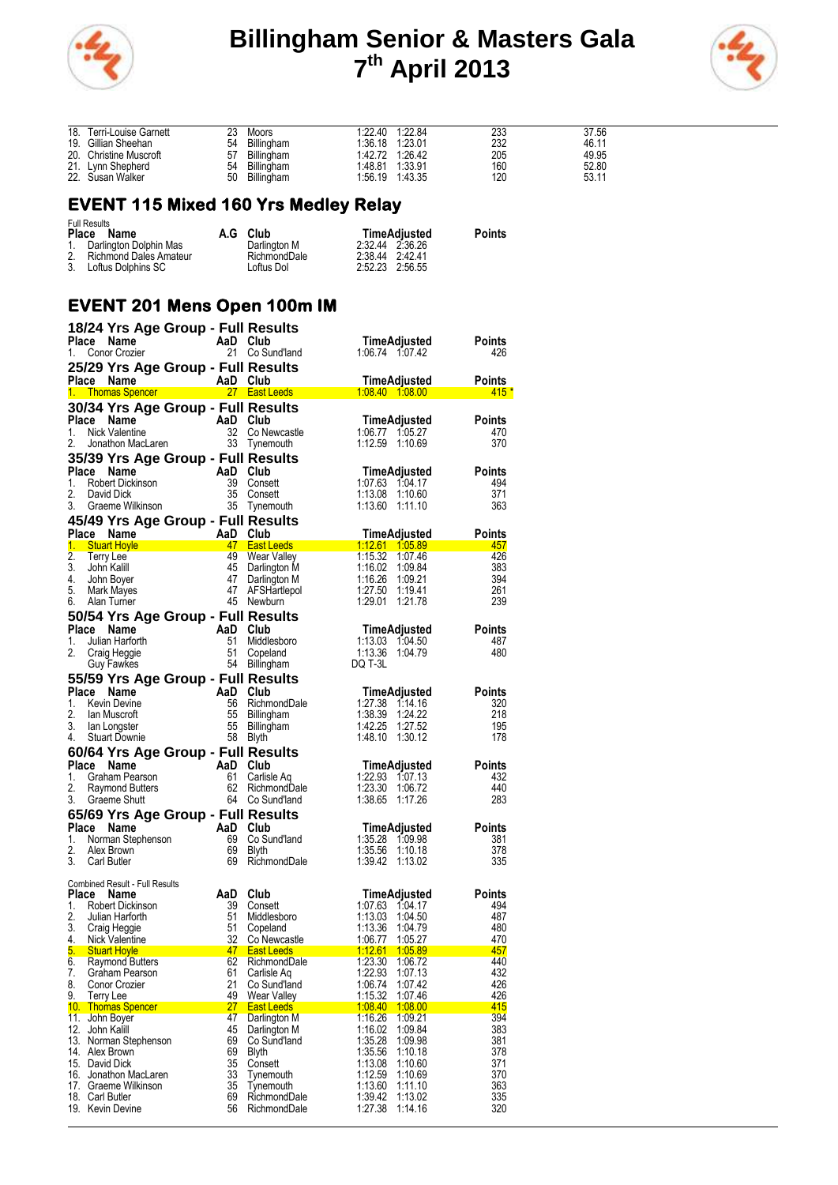# Billingham Senior & Masters Gala
## 7th April 2013

| Place | Name | AaD | Club | Time | Adjusted | Points | |
|---|---|---|---|---|---|---|---|
| 18. | Terri-Louise Garnett | 23 | Moors | 1:22.40 | 1:22.84 | 233 | 37.56 |
| 19. | Gillian Sheehan | 54 | Billingham | 1:36.18 | 1:23.01 | 232 | 46.11 |
| 20. | Christine Muscroft | 57 | Billingham | 1:42.72 | 1:26.42 | 205 | 49.95 |
| 21. | Lynn Shepherd | 54 | Billingham | 1:48.81 | 1:33.91 | 160 | 52.80 |
| 22. | Susan Walker | 50 | Billingham | 1:56.19 | 1:43.35 | 120 | 53.11 |

## EVENT 115 Mixed 160 Yrs Medley Relay

Full Results

| Place | Name | A.G | Club | Time | Adjusted | Points |
|---|---|---|---|---|---|---|
| 1. | Darlington Dolphin Mas | | Darlington M | 2:32.44 | 2:36.26 | |
| 2. | Richmond Dales Amateur | | RichmondDale | 2:38.44 | 2:42.41 | |
| 3. | Loftus Dolphins SC | | Loftus Dol | 2:52.23 | 2:56.55 | |

## EVENT 201 Mens Open 100m IM

### 18/24 Yrs Age Group - Full Results

| Place | Name | AaD | Club | Time | Adjusted | Points |
|---|---|---|---|---|---|---|
| 1. | Conor Crozier | 21 | Co Sund'land | 1:06.74 | 1:07.42 | 426 |

### 25/29 Yrs Age Group - Full Results

| Place | Name | AaD | Club | Time | Adjusted | Points |
|---|---|---|---|---|---|---|
| 1. | Thomas Spencer | 27 | East Leeds | 1:08.40 | 1:08.00 | 415 * |

### 30/34 Yrs Age Group - Full Results

| Place | Name | AaD | Club | Time | Adjusted | Points |
|---|---|---|---|---|---|---|
| 1. | Nick Valentine | 32 | Co Newcastle | 1:06.77 | 1:05.27 | 470 |
| 2. | Jonathon MacLaren | 33 | Tynemouth | 1:12.59 | 1:10.69 | 370 |

### 35/39 Yrs Age Group - Full Results

| Place | Name | AaD | Club | Time | Adjusted | Points |
|---|---|---|---|---|---|---|
| 1. | Robert Dickinson | 39 | Consett | 1:07.63 | 1:04.17 | 494 |
| 2. | David Dick | 35 | Consett | 1:13.08 | 1:10.60 | 371 |
| 3. | Graeme Wilkinson | 35 | Tynemouth | 1:13.60 | 1:11.10 | 363 |

### 45/49 Yrs Age Group - Full Results

| Place | Name | AaD | Club | Time | Adjusted | Points |
|---|---|---|---|---|---|---|
| 1. | Stuart Hoyle | 47 | East Leeds | 1:12.61 | 1:05.89 | 457 |
| 2. | Terry Lee | 49 | Wear Valley | 1:15.32 | 1:07.46 | 426 |
| 3. | John Kalill | 45 | Darlington M | 1:16.02 | 1:09.84 | 383 |
| 4. | John Boyer | 47 | Darlington M | 1:16.26 | 1:09.21 | 394 |
| 5. | Mark Mayes | 47 | AFSHartlepol | 1:27.50 | 1:19.41 | 261 |
| 6. | Alan Turner | 45 | Newburn | 1:29.01 | 1:21.78 | 239 |

### 50/54 Yrs Age Group - Full Results

| Place | Name | AaD | Club | Time | Adjusted | Points |
|---|---|---|---|---|---|---|
| 1. | Julian Harforth | 51 | Middlesboro | 1:13.03 | 1:04.50 | 487 |
| 2. | Craig Heggie | 51 | Copeland | 1:13.36 | 1:04.79 | 480 |
| | Guy Fawkes | 54 | Billingham | DQ T-3L | | |

### 55/59 Yrs Age Group - Full Results

| Place | Name | AaD | Club | Time | Adjusted | Points |
|---|---|---|---|---|---|---|
| 1. | Kevin Devine | 56 | RichmondDale | 1:27.38 | 1:14.16 | 320 |
| 2. | Ian Muscroft | 55 | Billingham | 1:38.39 | 1:24.22 | 218 |
| 3. | Ian Longster | 55 | Billingham | 1:42.25 | 1:27.52 | 195 |
| 4. | Stuart Downie | 58 | Blyth | 1:48.10 | 1:30.12 | 178 |

### 60/64 Yrs Age Group - Full Results

| Place | Name | AaD | Club | Time | Adjusted | Points |
|---|---|---|---|---|---|---|
| 1. | Graham Pearson | 61 | Carlisle Aq | 1:22.93 | 1:07.13 | 432 |
| 2. | Raymond Butters | 62 | RichmondDale | 1:23.30 | 1:06.72 | 440 |
| 3. | Graeme Shutt | 64 | Co Sund'land | 1:38.65 | 1:17.26 | 283 |

### 65/69 Yrs Age Group - Full Results

| Place | Name | AaD | Club | Time | Adjusted | Points |
|---|---|---|---|---|---|---|
| 1. | Norman Stephenson | 69 | Co Sund'land | 1:35.28 | 1:09.98 | 381 |
| 2. | Alex Brown | 69 | Blyth | 1:35.56 | 1:10.18 | 378 |
| 3. | Carl Butler | 69 | RichmondDale | 1:39.42 | 1:13.02 | 335 |

Combined Result - Full Results

| Place | Name | AaD | Club | Time | Adjusted | Points |
|---|---|---|---|---|---|---|
| 1. | Robert Dickinson | 39 | Consett | 1:07.63 | 1:04.17 | 494 |
| 2. | Julian Harforth | 51 | Middlesboro | 1:13.03 | 1:04.50 | 487 |
| 3. | Craig Heggie | 51 | Copeland | 1:13.36 | 1:04.79 | 480 |
| 4. | Nick Valentine | 32 | Co Newcastle | 1:06.77 | 1:05.27 | 470 |
| 5. | Stuart Hoyle | 47 | East Leeds | 1:12.61 | 1:05.89 | 457 |
| 6. | Raymond Butters | 62 | RichmondDale | 1:23.30 | 1:06.72 | 440 |
| 7. | Graham Pearson | 61 | Carlisle Aq | 1:22.93 | 1:07.13 | 432 |
| 8. | Conor Crozier | 21 | Co Sund'land | 1:06.74 | 1:07.42 | 426 |
| 9. | Terry Lee | 49 | Wear Valley | 1:15.32 | 1:07.46 | 426 |
| 10. | Thomas Spencer | 27 | East Leeds | 1:08.40 | 1:08.00 | 415 |
| 11. | John Boyer | 47 | Darlington M | 1:16.26 | 1:09.21 | 394 |
| 12. | John Kalill | 45 | Darlington M | 1:16.02 | 1:09.84 | 383 |
| 13. | Norman Stephenson | 69 | Co Sund'land | 1:35.28 | 1:09.98 | 381 |
| 14. | Alex Brown | 69 | Blyth | 1:35.56 | 1:10.18 | 378 |
| 15. | David Dick | 35 | Consett | 1:13.08 | 1:10.60 | 371 |
| 16. | Jonathon MacLaren | 33 | Tynemouth | 1:12.59 | 1:10.69 | 370 |
| 17. | Graeme Wilkinson | 35 | Tynemouth | 1:13.60 | 1:11.10 | 363 |
| 18. | Carl Butler | 69 | RichmondDale | 1:39.42 | 1:13.02 | 335 |
| 19. | Kevin Devine | 56 | RichmondDale | 1:27.38 | 1:14.16 | 320 |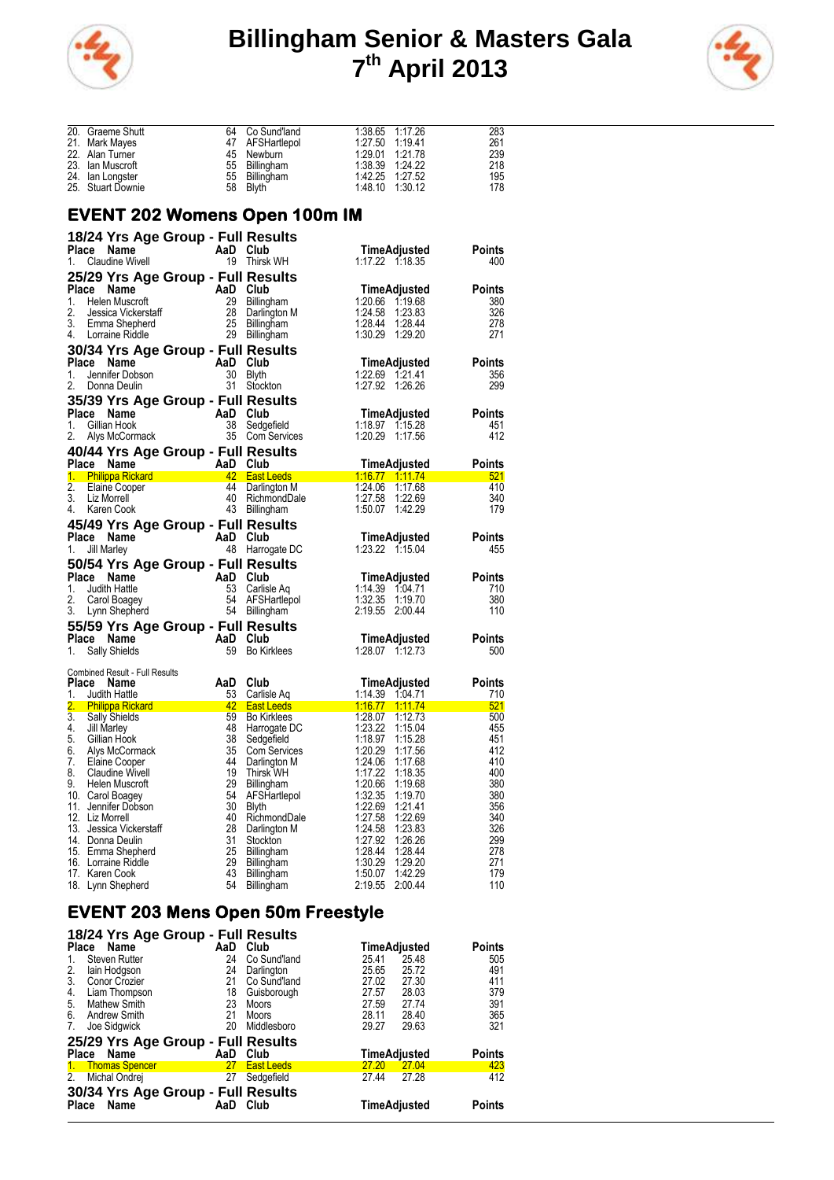# Billingham Senior & Masters Gala 7th April 2013

| Place | Name | AaD | Club | Time | Adjusted | Points |
|---|---|---|---|---|---|---|
| 20. | Graeme Shutt | 64 | Co Sund'land | 1:38.65 | 1:17.26 | 283 |
| 21. | Mark Mayes | 47 | AFSHartlepol | 1:27.50 | 1:19.41 | 261 |
| 22. | Alan Turner | 45 | Newburn | 1:29.01 | 1:21.78 | 239 |
| 23. | Ian Muscroft | 55 | Billingham | 1:38.39 | 1:24.22 | 218 |
| 24. | Ian Longster | 55 | Billingham | 1:42.25 | 1:27.52 | 195 |
| 25. | Stuart Downie | 58 | Blyth | 1:48.10 | 1:30.12 | 178 |

## EVENT 202 Womens Open 100m IM

### 18/24 Yrs Age Group - Full Results

| Place | Name | AaD | Club | Time | Adjusted | Points |
|---|---|---|---|---|---|---|
| 1. | Claudine Wivell | 19 | Thirsk WH | 1:17.22 | 1:18.35 | 400 |

### 25/29 Yrs Age Group - Full Results

| Place | Name | AaD | Club | Time | Adjusted | Points |
|---|---|---|---|---|---|---|
| 1. | Helen Muscroft | 29 | Billingham | 1:20.66 | 1:19.68 | 380 |
| 2. | Jessica Vickerstaff | 28 | Darlington M | 1:24.58 | 1:23.83 | 326 |
| 3. | Emma Shepherd | 25 | Billingham | 1:28.44 | 1:28.44 | 278 |
| 4. | Lorraine Riddle | 29 | Billingham | 1:30.29 | 1:29.20 | 271 |

### 30/34 Yrs Age Group - Full Results

| Place | Name | AaD | Club | Time | Adjusted | Points |
|---|---|---|---|---|---|---|
| 1. | Jennifer Dobson | 30 | Blyth | 1:22.69 | 1:21.41 | 356 |
| 2. | Donna Deulin | 31 | Stockton | 1:27.92 | 1:26.26 | 299 |

### 35/39 Yrs Age Group - Full Results

| Place | Name | AaD | Club | Time | Adjusted | Points |
|---|---|---|---|---|---|---|
| 1. | Gillian Hook | 38 | Sedgefield | 1:18.97 | 1:15.28 | 451 |
| 2. | Alys McCormack | 35 | Com Services | 1:20.29 | 1:17.56 | 412 |

### 40/44 Yrs Age Group - Full Results

| Place | Name | AaD | Club | Time | Adjusted | Points |
|---|---|---|---|---|---|---|
| 1. | Philippa Rickard | 42 | East Leeds | 1:16.77 | 1:11.74 | 521 |
| 2. | Elaine Cooper | 44 | Darlington M | 1:24.06 | 1:17.68 | 410 |
| 3. | Liz Morrell | 40 | RichmondDale | 1:27.58 | 1:22.69 | 340 |
| 4. | Karen Cook | 43 | Billingham | 1:50.07 | 1:42.29 | 179 |

### 45/49 Yrs Age Group - Full Results

| Place | Name | AaD | Club | Time | Adjusted | Points |
|---|---|---|---|---|---|---|
| 1. | Jill Marley | 48 | Harrogate DC | 1:23.22 | 1:15.04 | 455 |

### 50/54 Yrs Age Group - Full Results

| Place | Name | AaD | Club | Time | Adjusted | Points |
|---|---|---|---|---|---|---|
| 1. | Judith Hattle | 53 | Carlisle Aq | 1:14.39 | 1:04.71 | 710 |
| 2. | Carol Boagey | 54 | AFSHartlepol | 1:32.35 | 1:19.70 | 380 |
| 3. | Lynn Shepherd | 54 | Billingham | 2:19.55 | 2:00.44 | 110 |

### 55/59 Yrs Age Group - Full Results

| Place | Name | AaD | Club | Time | Adjusted | Points |
|---|---|---|---|---|---|---|
| 1. | Sally Shields | 59 | Bo Kirklees | 1:28.07 | 1:12.73 | 500 |

### Combined Result - Full Results

| Place | Name | AaD | Club | Time | Adjusted | Points |
|---|---|---|---|---|---|---|
| 1. | Judith Hattle | 53 | Carlisle Aq | 1:14.39 | 1:04.71 | 710 |
| 2. | Philippa Rickard | 42 | East Leeds | 1:16.77 | 1:11.74 | 521 |
| 3. | Sally Shields | 59 | Bo Kirklees | 1:28.07 | 1:12.73 | 500 |
| 4. | Jill Marley | 48 | Harrogate DC | 1:23.22 | 1:15.04 | 455 |
| 5. | Gillian Hook | 38 | Sedgefield | 1:18.97 | 1:15.28 | 451 |
| 6. | Alys McCormack | 35 | Com Services | 1:20.29 | 1:17.56 | 412 |
| 7. | Elaine Cooper | 44 | Darlington M | 1:24.06 | 1:17.68 | 410 |
| 8. | Claudine Wivell | 19 | Thirsk WH | 1:17.22 | 1:18.35 | 400 |
| 9. | Helen Muscroft | 29 | Billingham | 1:20.66 | 1:19.68 | 380 |
| 10. | Carol Boagey | 54 | AFSHartlepol | 1:32.35 | 1:19.70 | 380 |
| 11. | Jennifer Dobson | 30 | Blyth | 1:22.69 | 1:21.41 | 356 |
| 12. | Liz Morrell | 40 | RichmondDale | 1:27.58 | 1:22.69 | 340 |
| 13. | Jessica Vickerstaff | 28 | Darlington M | 1:24.58 | 1:23.83 | 326 |
| 14. | Donna Deulin | 31 | Stockton | 1:27.92 | 1:26.26 | 299 |
| 15. | Emma Shepherd | 25 | Billingham | 1:28.44 | 1:28.44 | 278 |
| 16. | Lorraine Riddle | 29 | Billingham | 1:30.29 | 1:29.20 | 271 |
| 17. | Karen Cook | 43 | Billingham | 1:50.07 | 1:42.29 | 179 |
| 18. | Lynn Shepherd | 54 | Billingham | 2:19.55 | 2:00.44 | 110 |

## EVENT 203 Mens Open 50m Freestyle

### 18/24 Yrs Age Group - Full Results

| Place | Name | AaD | Club | Time | Adjusted | Points |
|---|---|---|---|---|---|---|
| 1. | Steven Rutter | 24 | Co Sund'land | 25.41 | 25.48 | 505 |
| 2. | Iain Hodgson | 24 | Darlington | 25.65 | 25.72 | 491 |
| 3. | Conor Crozier | 21 | Co Sund'land | 27.02 | 27.30 | 411 |
| 4. | Liam Thompson | 18 | Guisborough | 27.57 | 28.03 | 379 |
| 5. | Mathew Smith | 23 | Moors | 27.59 | 27.74 | 391 |
| 6. | Andrew Smith | 21 | Moors | 28.11 | 28.40 | 365 |
| 7. | Joe Sidgwick | 20 | Middlesboro | 29.27 | 29.63 | 321 |

### 25/29 Yrs Age Group - Full Results

| Place | Name | AaD | Club | Time | Adjusted | Points |
|---|---|---|---|---|---|---|
| 1. | Thomas Spencer | 27 | East Leeds | 27.20 | 27.04 | 423 |
| 2. | Michal Ondrej | 27 | Sedgefield | 27.44 | 27.28 | 412 |

### 30/34 Yrs Age Group - Full Results

| Place | Name | AaD | Club | Time | Adjusted | Points |
|---|---|---|---|---|---|---|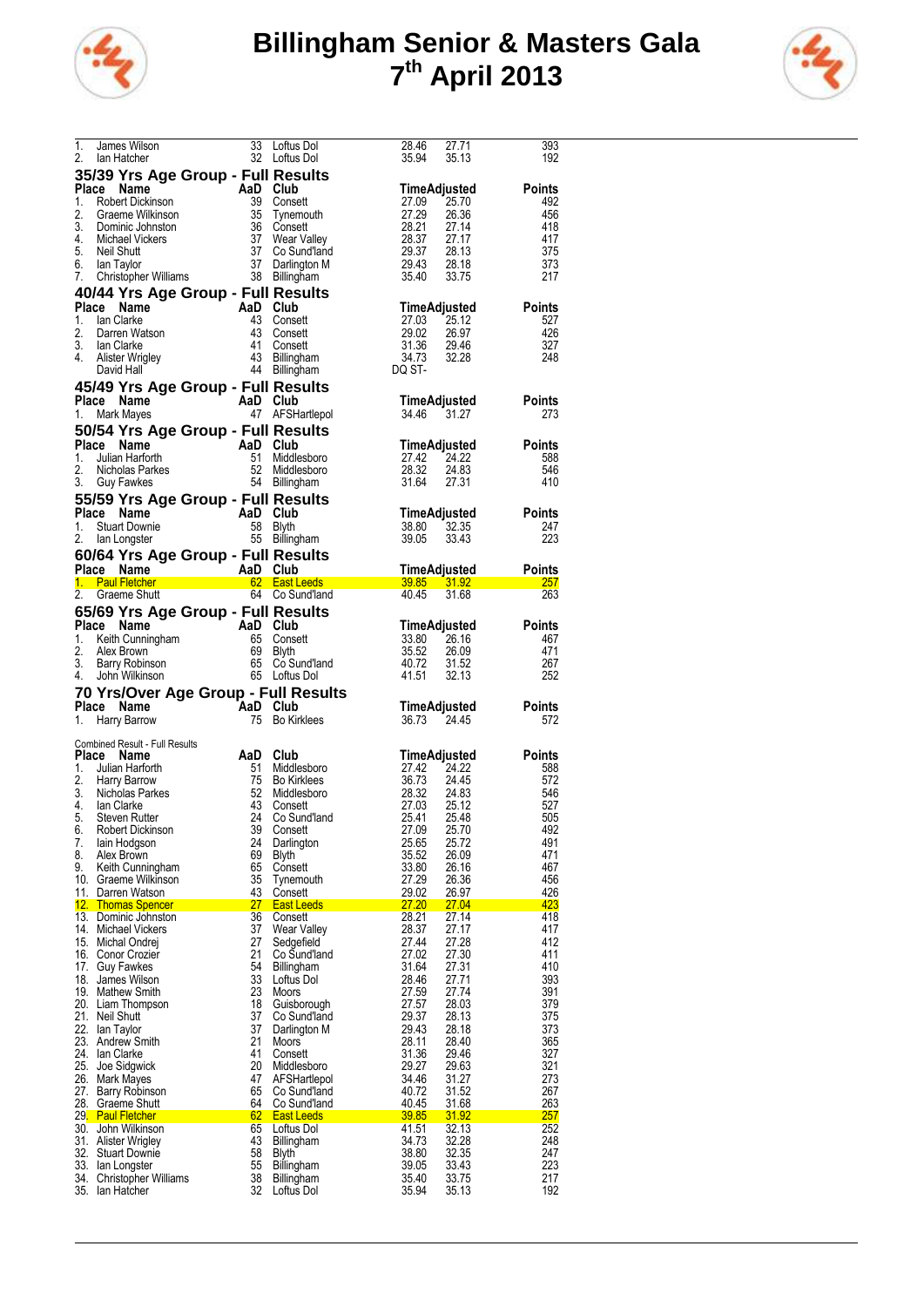# Billingham Senior & Masters Gala
# 7th April 2013

| Place | Name | AaD | Club | Time | Adjusted | Points |
|---|---|---|---|---|---|---|
| 1. | James Wilson | 33 | Loftus Dol | 28.46 | 27.71 | 393 |
| 2. | Ian Hatcher | 32 | Loftus Dol | 35.94 | 35.13 | 192 |

## 35/39 Yrs Age Group - Full Results

| Place | Name | AaD | Club | Time | Adjusted | Points |
|---|---|---|---|---|---|---|
| 1. | Robert Dickinson | 39 | Consett | 27.09 | 25.70 | 492 |
| 2. | Graeme Wilkinson | 35 | Tynemouth | 27.29 | 26.36 | 456 |
| 3. | Dominic Johnston | 36 | Consett | 28.21 | 27.14 | 418 |
| 4. | Michael Vickers | 37 | Wear Valley | 28.37 | 27.17 | 417 |
| 5. | Neil Shutt | 37 | Co Sund'land | 29.37 | 28.13 | 375 |
| 6. | Ian Taylor | 37 | Darlington M | 29.43 | 28.18 | 373 |
| 7. | Christopher Williams | 38 | Billingham | 35.40 | 33.75 | 217 |

## 40/44 Yrs Age Group - Full Results

| Place | Name | AaD | Club | Time | Adjusted | Points |
|---|---|---|---|---|---|---|
| 1. | Ian Clarke | 43 | Consett | 27.03 | 25.12 | 527 |
| 2. | Darren Watson | 43 | Consett | 29.02 | 26.97 | 426 |
| 3. | Ian Clarke | 41 | Consett | 31.36 | 29.46 | 327 |
| 4. | Alister Wrigley | 43 | Billingham | 34.73 | 32.28 | 248 |
| | David Hall | 44 | Billingham | DQ ST- | | |

## 45/49 Yrs Age Group - Full Results

| Place | Name | AaD | Club | Time | Adjusted | Points |
|---|---|---|---|---|---|---|
| 1. | Mark Mayes | 47 | AFSHartlepol | 34.46 | 31.27 | 273 |

## 50/54 Yrs Age Group - Full Results

| Place | Name | AaD | Club | Time | Adjusted | Points |
|---|---|---|---|---|---|---|
| 1. | Julian Harforth | 51 | Middlesboro | 27.42 | 24.22 | 588 |
| 2. | Nicholas Parkes | 52 | Middlesboro | 28.32 | 24.83 | 546 |
| 3. | Guy Fawkes | 54 | Billingham | 31.64 | 27.31 | 410 |

## 55/59 Yrs Age Group - Full Results

| Place | Name | AaD | Club | Time | Adjusted | Points |
|---|---|---|---|---|---|---|
| 1. | Stuart Downie | 58 | Blyth | 38.80 | 32.35 | 247 |
| 2. | Ian Longster | 55 | Billingham | 39.05 | 33.43 | 223 |

## 60/64 Yrs Age Group - Full Results

| Place | Name | AaD | Club | Time | Adjusted | Points |
|---|---|---|---|---|---|---|
| 1. | Paul Fletcher | 62 | East Leeds | 39.85 | 31.92 | 257 |
| 2. | Graeme Shutt | 64 | Co Sund'land | 40.45 | 31.68 | 263 |

## 65/69 Yrs Age Group - Full Results

| Place | Name | AaD | Club | Time | Adjusted | Points |
|---|---|---|---|---|---|---|
| 1. | Keith Cunningham | 65 | Consett | 33.80 | 26.16 | 467 |
| 2. | Alex Brown | 69 | Blyth | 35.52 | 26.09 | 471 |
| 3. | Barry Robinson | 65 | Co Sund'land | 40.72 | 31.52 | 267 |
| 4. | John Wilkinson | 65 | Loftus Dol | 41.51 | 32.13 | 252 |

## 70 Yrs/Over Age Group - Full Results

| Place | Name | AaD | Club | Time | Adjusted | Points |
|---|---|---|---|---|---|---|
| 1. | Harry Barrow | 75 | Bo Kirklees | 36.73 | 24.45 | 572 |

Combined Result - Full Results

| Place | Name | AaD | Club | Time | Adjusted | Points |
|---|---|---|---|---|---|---|
| 1. | Julian Harforth | 51 | Middlesboro | 27.42 | 24.22 | 588 |
| 2. | Harry Barrow | 75 | Bo Kirklees | 36.73 | 24.45 | 572 |
| 3. | Nicholas Parkes | 52 | Middlesboro | 28.32 | 24.83 | 546 |
| 4. | Ian Clarke | 43 | Consett | 27.03 | 25.12 | 527 |
| 5. | Steven Rutter | 24 | Co Sund'land | 25.41 | 25.48 | 505 |
| 6. | Robert Dickinson | 39 | Consett | 27.09 | 25.70 | 492 |
| 7. | Iain Hodgson | 24 | Darlington | 25.65 | 25.72 | 491 |
| 8. | Alex Brown | 69 | Blyth | 35.52 | 26.09 | 471 |
| 9. | Keith Cunningham | 65 | Consett | 33.80 | 26.16 | 467 |
| 10. | Graeme Wilkinson | 35 | Tynemouth | 27.29 | 26.36 | 456 |
| 11. | Darren Watson | 43 | Consett | 29.02 | 26.97 | 426 |
| 12. | Thomas Spencer | 27 | East Leeds | 27.20 | 27.04 | 423 |
| 13. | Dominic Johnston | 36 | Consett | 28.21 | 27.14 | 418 |
| 14. | Michael Vickers | 37 | Wear Valley | 28.37 | 27.17 | 417 |
| 15. | Michal Ondrej | 27 | Sedgefield | 27.44 | 27.28 | 412 |
| 16. | Conor Crozier | 21 | Co Sund'land | 27.02 | 27.30 | 411 |
| 17. | Guy Fawkes | 54 | Billingham | 31.64 | 27.31 | 410 |
| 18. | James Wilson | 33 | Loftus Dol | 28.46 | 27.71 | 393 |
| 19. | Mathew Smith | 23 | Moors | 27.59 | 27.74 | 391 |
| 20. | Liam Thompson | 18 | Guisborough | 27.57 | 28.03 | 379 |
| 21. | Neil Shutt | 37 | Co Sund'land | 29.37 | 28.13 | 375 |
| 22. | Ian Taylor | 37 | Darlington M | 29.43 | 28.18 | 373 |
| 23. | Andrew Smith | 21 | Moors | 28.11 | 28.40 | 365 |
| 24. | Ian Clarke | 41 | Consett | 31.36 | 29.46 | 327 |
| 25. | Joe Sidgwick | 20 | Middlesboro | 29.27 | 29.63 | 321 |
| 26. | Mark Mayes | 47 | AFSHartlepol | 34.46 | 31.27 | 273 |
| 27. | Barry Robinson | 65 | Co Sund'land | 40.72 | 31.52 | 267 |
| 28. | Graeme Shutt | 64 | Co Sund'land | 40.45 | 31.68 | 263 |
| 29. | Paul Fletcher | 62 | East Leeds | 39.85 | 31.92 | 257 |
| 30. | John Wilkinson | 65 | Loftus Dol | 41.51 | 32.13 | 252 |
| 31. | Alister Wrigley | 43 | Billingham | 34.73 | 32.28 | 248 |
| 32. | Stuart Downie | 58 | Blyth | 38.80 | 32.35 | 247 |
| 33. | Ian Longster | 55 | Billingham | 39.05 | 33.43 | 223 |
| 34. | Christopher Williams | 38 | Billingham | 35.40 | 33.75 | 217 |
| 35. | Ian Hatcher | 32 | Loftus Dol | 35.94 | 35.13 | 192 |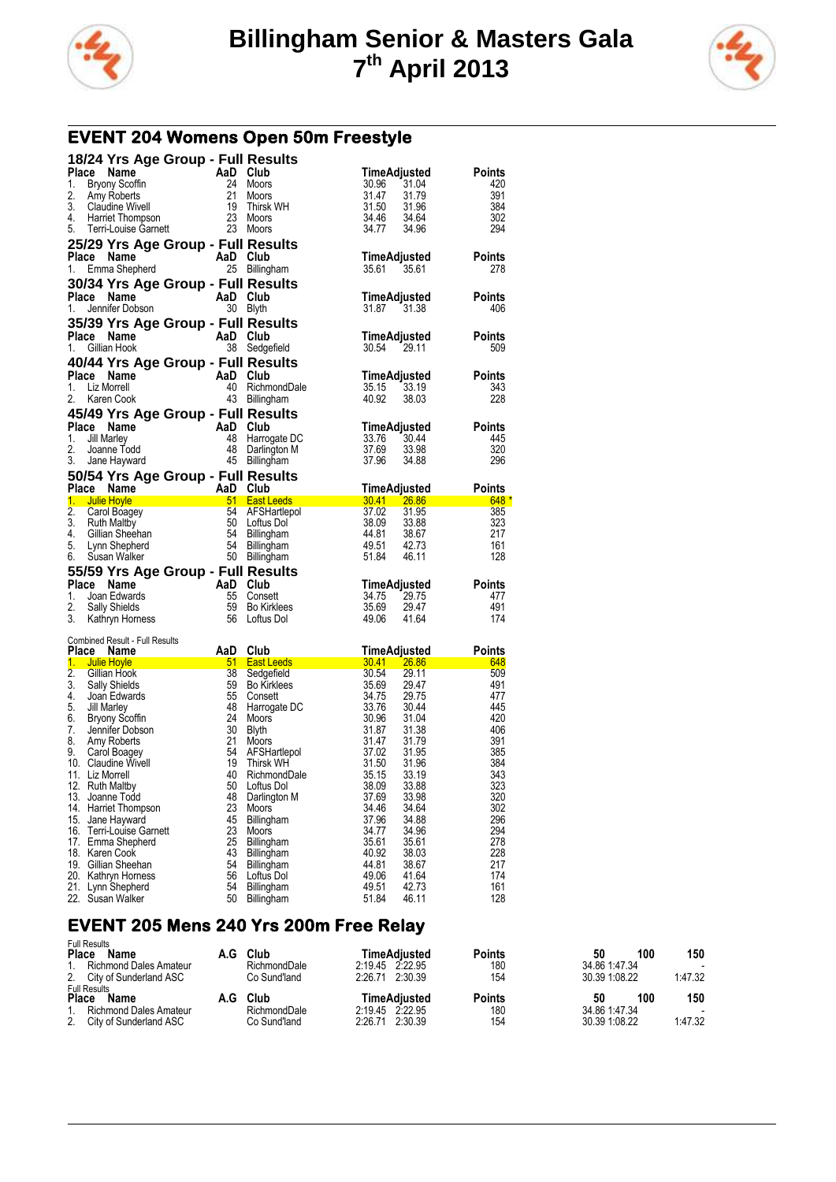# Billingham Senior & Masters Gala
# 7th April 2013

## EVENT 204 Womens Open 50m Freestyle

### 18/24 Yrs Age Group - Full Results

| Place | Name | AaD | Club | Time | Adjusted | Points |
|---|---|---|---|---|---|---|
| 1. | Bryony Scoffin | 24 | Moors | 30.96 | 31.04 | 420 |
| 2. | Amy Roberts | 21 | Moors | 31.47 | 31.79 | 391 |
| 3. | Claudine Wivell | 19 | Thirsk WH | 31.50 | 31.96 | 384 |
| 4. | Harriet Thompson | 23 | Moors | 34.46 | 34.64 | 302 |
| 5. | Terri-Louise Garnett | 23 | Moors | 34.77 | 34.96 | 294 |

### 25/29 Yrs Age Group - Full Results

| Place | Name | AaD | Club | Time | Adjusted | Points |
|---|---|---|---|---|---|---|
| 1. | Emma Shepherd | 25 | Billingham | 35.61 | 35.61 | 278 |

### 30/34 Yrs Age Group - Full Results

| Place | Name | AaD | Club | Time | Adjusted | Points |
|---|---|---|---|---|---|---|
| 1. | Jennifer Dobson | 30 | Blyth | 31.87 | 31.38 | 406 |

### 35/39 Yrs Age Group - Full Results

| Place | Name | AaD | Club | Time | Adjusted | Points |
|---|---|---|---|---|---|---|
| 1. | Gillian Hook | 38 | Sedgefield | 30.54 | 29.11 | 509 |

### 40/44 Yrs Age Group - Full Results

| Place | Name | AaD | Club | Time | Adjusted | Points |
|---|---|---|---|---|---|---|
| 1. | Liz Morrell | 40 | RichmondDale | 35.15 | 33.19 | 343 |
| 2. | Karen Cook | 43 | Billingham | 40.92 | 38.03 | 228 |

### 45/49 Yrs Age Group - Full Results

| Place | Name | AaD | Club | Time | Adjusted | Points |
|---|---|---|---|---|---|---|
| 1. | Jill Marley | 48 | Harrogate DC | 33.76 | 30.44 | 445 |
| 2. | Joanne Todd | 48 | Darlington M | 37.69 | 33.98 | 320 |
| 3. | Jane Hayward | 45 | Billingham | 37.96 | 34.88 | 296 |

### 50/54 Yrs Age Group - Full Results

| Place | Name | AaD | Club | Time | Adjusted | Points |
|---|---|---|---|---|---|---|
| 1. | Julie Hoyle | 51 | East Leeds | 30.41 | 26.86 | 648 * |
| 2. | Carol Boagey | 54 | AFSHartlepol | 37.02 | 31.95 | 385 |
| 3. | Ruth Maltby | 50 | Loftus Dol | 38.09 | 33.88 | 323 |
| 4. | Gillian Sheehan | 54 | Billingham | 44.81 | 38.67 | 217 |
| 5. | Lynn Shepherd | 54 | Billingham | 49.51 | 42.73 | 161 |
| 6. | Susan Walker | 50 | Billingham | 51.84 | 46.11 | 128 |

### 55/59 Yrs Age Group - Full Results

| Place | Name | AaD | Club | Time | Adjusted | Points |
|---|---|---|---|---|---|---|
| 1. | Joan Edwards | 55 | Consett | 34.75 | 29.75 | 477 |
| 2. | Sally Shields | 59 | Bo Kirklees | 35.69 | 29.47 | 491 |
| 3. | Kathryn Horness | 56 | Loftus Dol | 49.06 | 41.64 | 174 |

Combined Result - Full Results

| Place | Name | AaD | Club | Time | Adjusted | Points |
|---|---|---|---|---|---|---|
| 1. | Julie Hoyle | 51 | East Leeds | 30.41 | 26.86 | 648 |
| 2. | Gillian Hook | 38 | Sedgefield | 30.54 | 29.11 | 509 |
| 3. | Sally Shields | 59 | Bo Kirklees | 35.69 | 29.47 | 491 |
| 4. | Joan Edwards | 55 | Consett | 34.75 | 29.75 | 477 |
| 5. | Jill Marley | 48 | Harrogate DC | 33.76 | 30.44 | 445 |
| 6. | Bryony Scoffin | 24 | Moors | 30.96 | 31.04 | 420 |
| 7. | Jennifer Dobson | 30 | Blyth | 31.87 | 31.38 | 406 |
| 8. | Amy Roberts | 21 | Moors | 31.47 | 31.79 | 391 |
| 9. | Carol Boagey | 54 | AFSHartlepol | 37.02 | 31.95 | 385 |
| 10. | Claudine Wivell | 19 | Thirsk WH | 31.50 | 31.96 | 384 |
| 11. | Liz Morrell | 40 | RichmondDale | 35.15 | 33.19 | 343 |
| 12. | Ruth Maltby | 50 | Loftus Dol | 38.09 | 33.88 | 323 |
| 13. | Joanne Todd | 48 | Darlington M | 37.69 | 33.98 | 320 |
| 14. | Harriet Thompson | 23 | Moors | 34.46 | 34.64 | 302 |
| 15. | Jane Hayward | 45 | Billingham | 37.96 | 34.88 | 296 |
| 16. | Terri-Louise Garnett | 23 | Moors | 34.77 | 34.96 | 294 |
| 17. | Emma Shepherd | 25 | Billingham | 35.61 | 35.61 | 278 |
| 18. | Karen Cook | 43 | Billingham | 40.92 | 38.03 | 228 |
| 19. | Gillian Sheehan | 54 | Billingham | 44.81 | 38.67 | 217 |
| 20. | Kathryn Horness | 56 | Loftus Dol | 49.06 | 41.64 | 174 |
| 21. | Lynn Shepherd | 54 | Billingham | 49.51 | 42.73 | 161 |
| 22. | Susan Walker | 50 | Billingham | 51.84 | 46.11 | 128 |

## EVENT 205 Mens 240 Yrs 200m Free Relay

Full Results

| Place | Name | A.G | Club | Time | Adjusted | Points | 50 | 100 | 150 |
|---|---|---|---|---|---|---|---|---|---|
| 1. | Richmond Dales Amateur | | RichmondDale | 2:19.45 | 2:22.95 | 180 | 34.86 | 1:47.34 | - |
| 2. | City of Sunderland ASC | | Co Sund'land | 2:26.71 | 2:30.39 | 154 | 30.39 | 1:08.22 | 1:47.32 |

Full Results

| Place | Name | A.G | Club | Time | Adjusted | Points | 50 | 100 | 150 |
|---|---|---|---|---|---|---|---|---|---|
| 1. | Richmond Dales Amateur | | RichmondDale | 2:19.45 | 2:22.95 | 180 | 34.86 | 1:47.34 | - |
| 2. | City of Sunderland ASC | | Co Sund'land | 2:26.71 | 2:30.39 | 154 | 30.39 | 1:08.22 | 1:47.32 |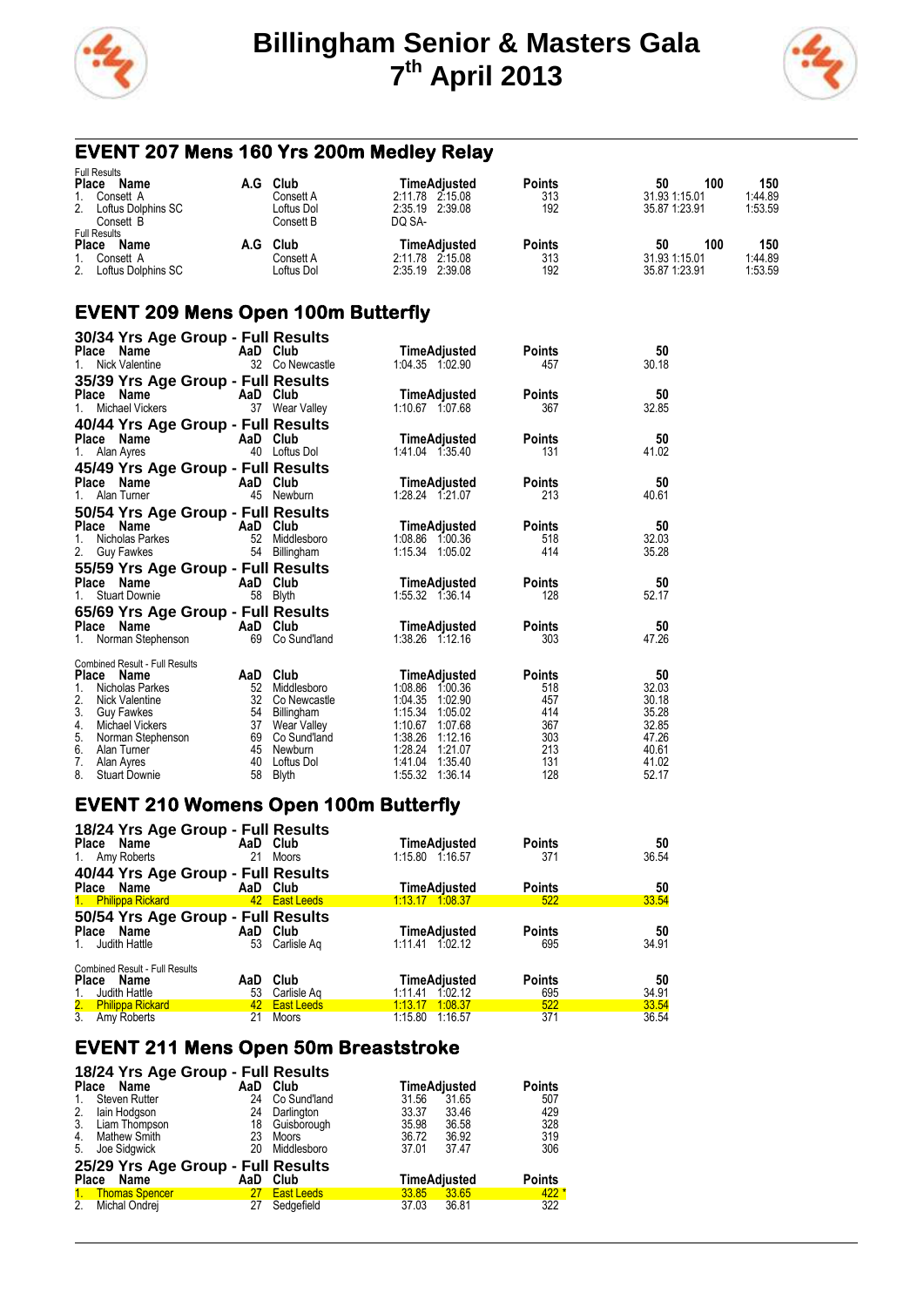# Billingham Senior & Masters Gala
# 7th April 2013

## EVENT 207 Mens 160 Yrs 200m Medley Relay

Full Results

| Place | Name | A.G | Club | Time | Adjusted | Points | 50 | 100 | 150 |
|---|---|---|---|---|---|---|---|---|---|
| 1. | Consett A | | Consett A | 2:11.78 | 2:15.08 | 313 | 31.93 | 1:15.01 | 1:44.89 |
| 2. | Loftus Dolphins SC | | Loftus Dol | 2:35.19 | 2:39.08 | 192 | 35.87 | 1:23.91 | 1:53.59 |
| | Consett B | | Consett B | DQ SA- | | | | | |

Full Results

| Place | Name | A.G | Club | Time | Adjusted | Points | 50 | 100 | 150 |
|---|---|---|---|---|---|---|---|---|---|
| 1. | Consett A | | Consett A | 2:11.78 | 2:15.08 | 313 | 31.93 | 1:15.01 | 1:44.89 |
| 2. | Loftus Dolphins SC | | Loftus Dol | 2:35.19 | 2:39.08 | 192 | 35.87 | 1:23.91 | 1:53.59 |

## EVENT 209 Mens Open 100m Butterfly

### 30/34 Yrs Age Group - Full Results

| Place | Name | AaD | Club | Time | Adjusted | Points | 50 |
|---|---|---|---|---|---|---|---|
| 1. | Nick Valentine | 32 | Co Newcastle | 1:04.35 | 1:02.90 | 457 | 30.18 |

### 35/39 Yrs Age Group - Full Results

| Place | Name | AaD | Club | Time | Adjusted | Points | 50 |
|---|---|---|---|---|---|---|---|
| 1. | Michael Vickers | 37 | Wear Valley | 1:10.67 | 1:07.68 | 367 | 32.85 |

### 40/44 Yrs Age Group - Full Results

| Place | Name | AaD | Club | Time | Adjusted | Points | 50 |
|---|---|---|---|---|---|---|---|
| 1. | Alan Ayres | 40 | Loftus Dol | 1:41.04 | 1:35.40 | 131 | 41.02 |

### 45/49 Yrs Age Group - Full Results

| Place | Name | AaD | Club | Time | Adjusted | Points | 50 |
|---|---|---|---|---|---|---|---|
| 1. | Alan Turner | 45 | Newburn | 1:28.24 | 1:21.07 | 213 | 40.61 |

### 50/54 Yrs Age Group - Full Results

| Place | Name | AaD | Club | Time | Adjusted | Points | 50 |
|---|---|---|---|---|---|---|---|
| 1. | Nicholas Parkes | 52 | Middlesboro | 1:08.86 | 1:00.36 | 518 | 32.03 |
| 2. | Guy Fawkes | 54 | Billingham | 1:15.34 | 1:05.02 | 414 | 35.28 |

### 55/59 Yrs Age Group - Full Results

| Place | Name | AaD | Club | Time | Adjusted | Points | 50 |
|---|---|---|---|---|---|---|---|
| 1. | Stuart Downie | 58 | Blyth | 1:55.32 | 1:36.14 | 128 | 52.17 |

### 65/69 Yrs Age Group - Full Results

| Place | Name | AaD | Club | Time | Adjusted | Points | 50 |
|---|---|---|---|---|---|---|---|
| 1. | Norman Stephenson | 69 | Co Sund'land | 1:38.26 | 1:12.16 | 303 | 47.26 |

Combined Result - Full Results

| Place | Name | AaD | Club | Time | Adjusted | Points | 50 |
|---|---|---|---|---|---|---|---|
| 1. | Nicholas Parkes | 52 | Middlesboro | 1:08.86 | 1:00.36 | 518 | 32.03 |
| 2. | Nick Valentine | 32 | Co Newcastle | 1:04.35 | 1:02.90 | 457 | 30.18 |
| 3. | Guy Fawkes | 54 | Billingham | 1:15.34 | 1:05.02 | 414 | 35.28 |
| 4. | Michael Vickers | 37 | Wear Valley | 1:10.67 | 1:07.68 | 367 | 32.85 |
| 5. | Norman Stephenson | 69 | Co Sund'land | 1:38.26 | 1:12.16 | 303 | 47.26 |
| 6. | Alan Turner | 45 | Newburn | 1:28.24 | 1:21.07 | 213 | 40.61 |
| 7. | Alan Ayres | 40 | Loftus Dol | 1:41.04 | 1:35.40 | 131 | 41.02 |
| 8. | Stuart Downie | 58 | Blyth | 1:55.32 | 1:36.14 | 128 | 52.17 |

## EVENT 210 Womens Open 100m Butterfly

### 18/24 Yrs Age Group - Full Results

| Place | Name | AaD | Club | Time | Adjusted | Points | 50 |
|---|---|---|---|---|---|---|---|
| 1. | Amy Roberts | 21 | Moors | 1:15.80 | 1:16.57 | 371 | 36.54 |

### 40/44 Yrs Age Group - Full Results

| Place | Name | AaD | Club | Time | Adjusted | Points | 50 |
|---|---|---|---|---|---|---|---|
| 1. | Philippa Rickard | 42 | East Leeds | 1:13.17 | 1:08.37 | 522 | 33.54 |

### 50/54 Yrs Age Group - Full Results

| Place | Name | AaD | Club | Time | Adjusted | Points | 50 |
|---|---|---|---|---|---|---|---|
| 1. | Judith Hattle | 53 | Carlisle Aq | 1:11.41 | 1:02.12 | 695 | 34.91 |

Combined Result - Full Results

| Place | Name | AaD | Club | Time | Adjusted | Points | 50 |
|---|---|---|---|---|---|---|---|
| 1. | Judith Hattle | 53 | Carlisle Aq | 1:11.41 | 1:02.12 | 695 | 34.91 |
| 2. | Philippa Rickard | 42 | East Leeds | 1:13.17 | 1:08.37 | 522 | 33.54 |
| 3. | Amy Roberts | 21 | Moors | 1:15.80 | 1:16.57 | 371 | 36.54 |

## EVENT 211 Mens Open 50m Breaststroke

### 18/24 Yrs Age Group - Full Results

| Place | Name | AaD | Club | Time | Adjusted | Points |
|---|---|---|---|---|---|---|
| 1. | Steven Rutter | 24 | Co Sund'land | 31.56 | 31.65 | 507 |
| 2. | Iain Hodgson | 24 | Darlington | 33.37 | 33.46 | 429 |
| 3. | Liam Thompson | 18 | Guisborough | 35.98 | 36.58 | 328 |
| 4. | Mathew Smith | 23 | Moors | 36.72 | 36.92 | 319 |
| 5. | Joe Sidgwick | 20 | Middlesboro | 37.01 | 37.47 | 306 |

### 25/29 Yrs Age Group - Full Results

| Place | Name | AaD | Club | Time | Adjusted | Points |
|---|---|---|---|---|---|---|
| 1. | Thomas Spencer | 27 | East Leeds | 33.85 | 33.65 | 422 * |
| 2. | Michal Ondrej | 27 | Sedgefield | 37.03 | 36.81 | 322 |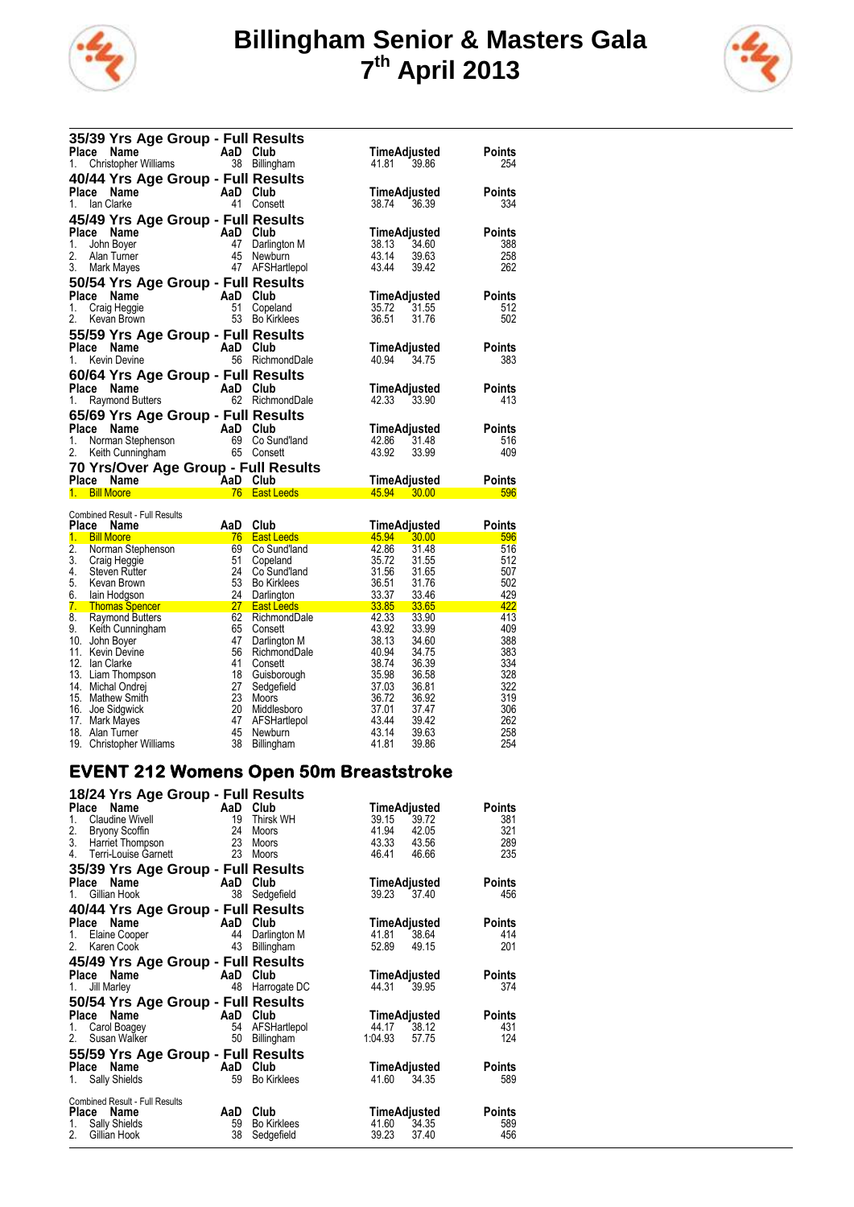# Billingham Senior & Masters Gala
## 7th April 2013

### 35/39 Yrs Age Group - Full Results

| Place | Name | AaD | Club | Time | Adjusted | Points |
|---|---|---|---|---|---|---|
| 1. | Christopher Williams | 38 | Billingham | 41.81 | 39.86 | 254 |

### 40/44 Yrs Age Group - Full Results

| Place | Name | AaD | Club | Time | Adjusted | Points |
|---|---|---|---|---|---|---|
| 1. | Ian Clarke | 41 | Consett | 38.74 | 36.39 | 334 |

### 45/49 Yrs Age Group - Full Results

| Place | Name | AaD | Club | Time | Adjusted | Points |
|---|---|---|---|---|---|---|
| 1. | John Boyer | 47 | Darlington M | 38.13 | 34.60 | 388 |
| 2. | Alan Turner | 45 | Newburn | 43.14 | 39.63 | 258 |
| 3. | Mark Mayes | 47 | AFSHartlepol | 43.44 | 39.42 | 262 |

### 50/54 Yrs Age Group - Full Results

| Place | Name | AaD | Club | Time | Adjusted | Points |
|---|---|---|---|---|---|---|
| 1. | Craig Heggie | 51 | Copeland | 35.72 | 31.55 | 512 |
| 2. | Kevan Brown | 53 | Bo Kirklees | 36.51 | 31.76 | 502 |

### 55/59 Yrs Age Group - Full Results

| Place | Name | AaD | Club | Time | Adjusted | Points |
|---|---|---|---|---|---|---|
| 1. | Kevin Devine | 56 | RichmondDale | 40.94 | 34.75 | 383 |

### 60/64 Yrs Age Group - Full Results

| Place | Name | AaD | Club | Time | Adjusted | Points |
|---|---|---|---|---|---|---|
| 1. | Raymond Butters | 62 | RichmondDale | 42.33 | 33.90 | 413 |

### 65/69 Yrs Age Group - Full Results

| Place | Name | AaD | Club | Time | Adjusted | Points |
|---|---|---|---|---|---|---|
| 1. | Norman Stephenson | 69 | Co Sund'land | 42.86 | 31.48 | 516 |
| 2. | Keith Cunningham | 65 | Consett | 43.92 | 33.99 | 409 |

### 70 Yrs/Over Age Group - Full Results

| Place | Name | AaD | Club | Time | Adjusted | Points |
|---|---|---|---|---|---|---|
| 1. | Bill Moore | 76 | East Leeds | 45.94 | 30.00 | 596 |

Combined Result - Full Results

| Place | Name | AaD | Club | Time | Adjusted | Points |
|---|---|---|---|---|---|---|
| 1. | Bill Moore | 76 | East Leeds | 45.94 | 30.00 | 596 |
| 2. | Norman Stephenson | 69 | Co Sund'land | 42.86 | 31.48 | 516 |
| 3. | Craig Heggie | 51 | Copeland | 35.72 | 31.55 | 512 |
| 4. | Steven Rutter | 24 | Co Sund'land | 31.56 | 31.65 | 507 |
| 5. | Kevan Brown | 53 | Bo Kirklees | 36.51 | 31.76 | 502 |
| 6. | Iain Hodgson | 24 | Darlington | 33.37 | 33.46 | 429 |
| 7. | Thomas Spencer | 27 | East Leeds | 33.85 | 33.65 | 422 |
| 8. | Raymond Butters | 62 | RichmondDale | 42.33 | 33.90 | 413 |
| 9. | Keith Cunningham | 65 | Consett | 43.92 | 33.99 | 409 |
| 10. | John Boyer | 47 | Darlington M | 38.13 | 34.60 | 388 |
| 11. | Kevin Devine | 56 | RichmondDale | 40.94 | 34.75 | 383 |
| 12. | Ian Clarke | 41 | Consett | 38.74 | 36.39 | 334 |
| 13. | Liam Thompson | 18 | Guisborough | 35.98 | 36.58 | 328 |
| 14. | Michal Ondrej | 27 | Sedgefield | 37.03 | 36.81 | 322 |
| 15. | Mathew Smith | 23 | Moors | 36.72 | 36.92 | 319 |
| 16. | Joe Sidgwick | 20 | Middlesboro | 37.01 | 37.47 | 306 |
| 17. | Mark Mayes | 47 | AFSHartlepol | 43.44 | 39.42 | 262 |
| 18. | Alan Turner | 45 | Newburn | 43.14 | 39.63 | 258 |
| 19. | Christopher Williams | 38 | Billingham | 41.81 | 39.86 | 254 |

## EVENT 212 Womens Open 50m Breaststroke

### 18/24 Yrs Age Group - Full Results

| Place | Name | AaD | Club | Time | Adjusted | Points |
|---|---|---|---|---|---|---|
| 1. | Claudine Wivell | 19 | Thirsk WH | 39.15 | 39.72 | 381 |
| 2. | Bryony Scoffin | 24 | Moors | 41.94 | 42.05 | 321 |
| 3. | Harriet Thompson | 23 | Moors | 43.33 | 43.56 | 289 |
| 4. | Terri-Louise Garnett | 23 | Moors | 46.41 | 46.66 | 235 |

### 35/39 Yrs Age Group - Full Results

| Place | Name | AaD | Club | Time | Adjusted | Points |
|---|---|---|---|---|---|---|
| 1. | Gillian Hook | 38 | Sedgefield | 39.23 | 37.40 | 456 |

### 40/44 Yrs Age Group - Full Results

| Place | Name | AaD | Club | Time | Adjusted | Points |
|---|---|---|---|---|---|---|
| 1. | Elaine Cooper | 44 | Darlington M | 41.81 | 38.64 | 414 |
| 2. | Karen Cook | 43 | Billingham | 52.89 | 49.15 | 201 |

### 45/49 Yrs Age Group - Full Results

| Place | Name | AaD | Club | Time | Adjusted | Points |
|---|---|---|---|---|---|---|
| 1. | Jill Marley | 48 | Harrogate DC | 44.31 | 39.95 | 374 |

### 50/54 Yrs Age Group - Full Results

| Place | Name | AaD | Club | Time | Adjusted | Points |
|---|---|---|---|---|---|---|
| 1. | Carol Boagey | 54 | AFSHartlepol | 44.17 | 38.12 | 431 |
| 2. | Susan Walker | 50 | Billingham | 1:04.93 | 57.75 | 124 |

### 55/59 Yrs Age Group - Full Results

| Place | Name | AaD | Club | Time | Adjusted | Points |
|---|---|---|---|---|---|---|
| 1. | Sally Shields | 59 | Bo Kirklees | 41.60 | 34.35 | 589 |

Combined Result - Full Results

| Place | Name | AaD | Club | Time | Adjusted | Points |
|---|---|---|---|---|---|---|
| 1. | Sally Shields | 59 | Bo Kirklees | 41.60 | 34.35 | 589 |
| 2. | Gillian Hook | 38 | Sedgefield | 39.23 | 37.40 | 456 |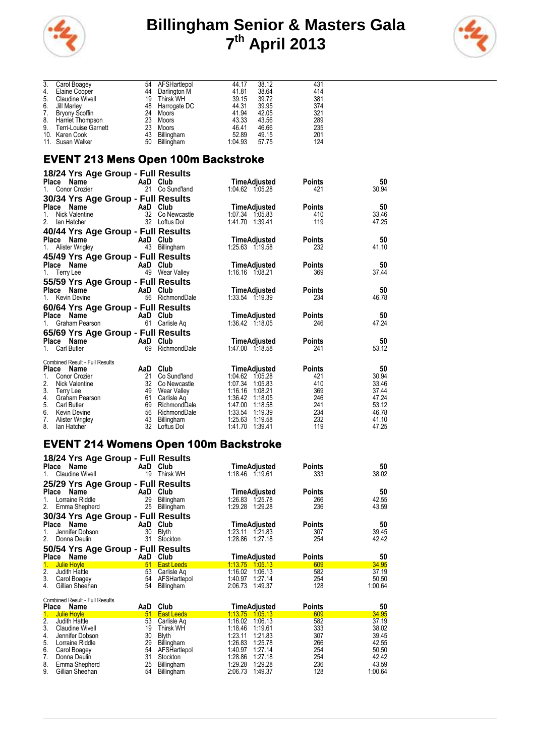# Billingham Senior & Masters Gala
# 7th April 2013

| Place | Name | AaD | Club | Time | Adjusted | Points |
|---|---|---|---|---|---|---|
| 3. | Carol Boagey | 54 | AFSHartlepol | 44.17 | 38.12 | 431 |
| 4. | Elaine Cooper | 44 | Darlington M | 41.81 | 38.64 | 414 |
| 5. | Claudine Wivell | 19 | Thirsk WH | 39.15 | 39.72 | 381 |
| 6. | Jill Marley | 48 | Harrogate DC | 44.31 | 39.95 | 374 |
| 7. | Bryony Scoffin | 24 | Moors | 41.94 | 42.05 | 321 |
| 8. | Harriet Thompson | 23 | Moors | 43.33 | 43.56 | 289 |
| 9. | Terri-Louise Garnett | 23 | Moors | 46.41 | 46.66 | 235 |
| 10. | Karen Cook | 43 | Billingham | 52.89 | 49.15 | 201 |
| 11. | Susan Walker | 50 | Billingham | 1:04.93 | 57.75 | 124 |

## EVENT 213 Mens Open 100m Backstroke

### 18/24 Yrs Age Group - Full Results

| Place | Name | AaD | Club | Time | Adjusted | Points | 50 |
|---|---|---|---|---|---|---|---|
| 1. | Conor Crozier | 21 | Co Sund'land | 1:04.62 | 1:05.28 | 421 | 30.94 |

### 30/34 Yrs Age Group - Full Results

| Place | Name | AaD | Club | Time | Adjusted | Points | 50 |
|---|---|---|---|---|---|---|---|
| 1. | Nick Valentine | 32 | Co Newcastle | 1:07.34 | 1:05.83 | 410 | 33.46 |
| 2. | Ian Hatcher | 32 | Loftus Dol | 1:41.70 | 1:39.41 | 119 | 47.25 |

### 40/44 Yrs Age Group - Full Results

| Place | Name | AaD | Club | Time | Adjusted | Points | 50 |
|---|---|---|---|---|---|---|---|
| 1. | Alister Wrigley | 43 | Billingham | 1:25.63 | 1:19.58 | 232 | 41.10 |

### 45/49 Yrs Age Group - Full Results

| Place | Name | AaD | Club | Time | Adjusted | Points | 50 |
|---|---|---|---|---|---|---|---|
| 1. | Terry Lee | 49 | Wear Valley | 1:16.16 | 1:08.21 | 369 | 37.44 |

### 55/59 Yrs Age Group - Full Results

| Place | Name | AaD | Club | Time | Adjusted | Points | 50 |
|---|---|---|---|---|---|---|---|
| 1. | Kevin Devine | 56 | RichmondDale | 1:33.54 | 1:19.39 | 234 | 46.78 |

### 60/64 Yrs Age Group - Full Results

| Place | Name | AaD | Club | Time | Adjusted | Points | 50 |
|---|---|---|---|---|---|---|---|
| 1. | Graham Pearson | 61 | Carlisle Aq | 1:36.42 | 1:18.05 | 246 | 47.24 |

### 65/69 Yrs Age Group - Full Results

| Place | Name | AaD | Club | Time | Adjusted | Points | 50 |
|---|---|---|---|---|---|---|---|
| 1. | Carl Butler | 69 | RichmondDale | 1:47.00 | 1:18.58 | 241 | 53.12 |

Combined Result - Full Results

| Place | Name | AaD | Club | Time | Adjusted | Points | 50 |
|---|---|---|---|---|---|---|---|
| 1. | Conor Crozier | 21 | Co Sund'land | 1:04.62 | 1:05.28 | 421 | 30.94 |
| 2. | Nick Valentine | 32 | Co Newcastle | 1:07.34 | 1:05.83 | 410 | 33.46 |
| 3. | Terry Lee | 49 | Wear Valley | 1:16.16 | 1:08.21 | 369 | 37.44 |
| 4. | Graham Pearson | 61 | Carlisle Aq | 1:36.42 | 1:18.05 | 246 | 47.24 |
| 5. | Carl Butler | 69 | RichmondDale | 1:47.00 | 1:18.58 | 241 | 53.12 |
| 6. | Kevin Devine | 56 | RichmondDale | 1:33.54 | 1:19.39 | 234 | 46.78 |
| 7. | Alister Wrigley | 43 | Billingham | 1:25.63 | 1:19.58 | 232 | 41.10 |
| 8. | Ian Hatcher | 32 | Loftus Dol | 1:41.70 | 1:39.41 | 119 | 47.25 |

## EVENT 214 Womens Open 100m Backstroke

### 18/24 Yrs Age Group - Full Results

| Place | Name | AaD | Club | Time | Adjusted | Points | 50 |
|---|---|---|---|---|---|---|---|
| 1. | Claudine Wivell | 19 | Thirsk WH | 1:18.46 | 1:19.61 | 333 | 38.02 |

### 25/29 Yrs Age Group - Full Results

| Place | Name | AaD | Club | Time | Adjusted | Points | 50 |
|---|---|---|---|---|---|---|---|
| 1. | Lorraine Riddle | 29 | Billingham | 1:26.83 | 1:25.78 | 266 | 42.55 |
| 2. | Emma Shepherd | 25 | Billingham | 1:29.28 | 1:29.28 | 236 | 43.59 |

### 30/34 Yrs Age Group - Full Results

| Place | Name | AaD | Club | Time | Adjusted | Points | 50 |
|---|---|---|---|---|---|---|---|
| 1. | Jennifer Dobson | 30 | Blyth | 1:23.11 | 1:21.83 | 307 | 39.45 |
| 2. | Donna Deulin | 31 | Stockton | 1:28.86 | 1:27.18 | 254 | 42.42 |

### 50/54 Yrs Age Group - Full Results

| Place | Name | AaD | Club | Time | Adjusted | Points | 50 |
|---|---|---|---|---|---|---|---|
| 1. | Julie Hoyle | 51 | East Leeds | 1:13.75 | 1:05.13 | 609 | 34.95 |
| 2. | Judith Hattle | 53 | Carlisle Aq | 1:16.02 | 1:06.13 | 582 | 37.19 |
| 3. | Carol Boagey | 54 | AFSHartlepol | 1:40.97 | 1:27.14 | 254 | 50.50 |
| 4. | Gillian Sheehan | 54 | Billingham | 2:06.73 | 1:49.37 | 128 | 1:00.64 |

Combined Result - Full Results

| Place | Name | AaD | Club | Time | Adjusted | Points | 50 |
|---|---|---|---|---|---|---|---|
| 1. | Julie Hoyle | 51 | East Leeds | 1:13.75 | 1:05.13 | 609 | 34.95 |
| 2. | Judith Hattle | 53 | Carlisle Aq | 1:16.02 | 1:06.13 | 582 | 37.19 |
| 3. | Claudine Wivell | 19 | Thirsk WH | 1:18.46 | 1:19.61 | 333 | 38.02 |
| 4. | Jennifer Dobson | 30 | Blyth | 1:23.11 | 1:21.83 | 307 | 39.45 |
| 5. | Lorraine Riddle | 29 | Billingham | 1:26.83 | 1:25.78 | 266 | 42.55 |
| 6. | Carol Boagey | 54 | AFSHartlepol | 1:40.97 | 1:27.14 | 254 | 50.50 |
| 7. | Donna Deulin | 31 | Stockton | 1:28.86 | 1:27.18 | 254 | 42.42 |
| 8. | Emma Shepherd | 25 | Billingham | 1:29.28 | 1:29.28 | 236 | 43.59 |
| 9. | Gillian Sheehan | 54 | Billingham | 2:06.73 | 1:49.37 | 128 | 1:00.64 |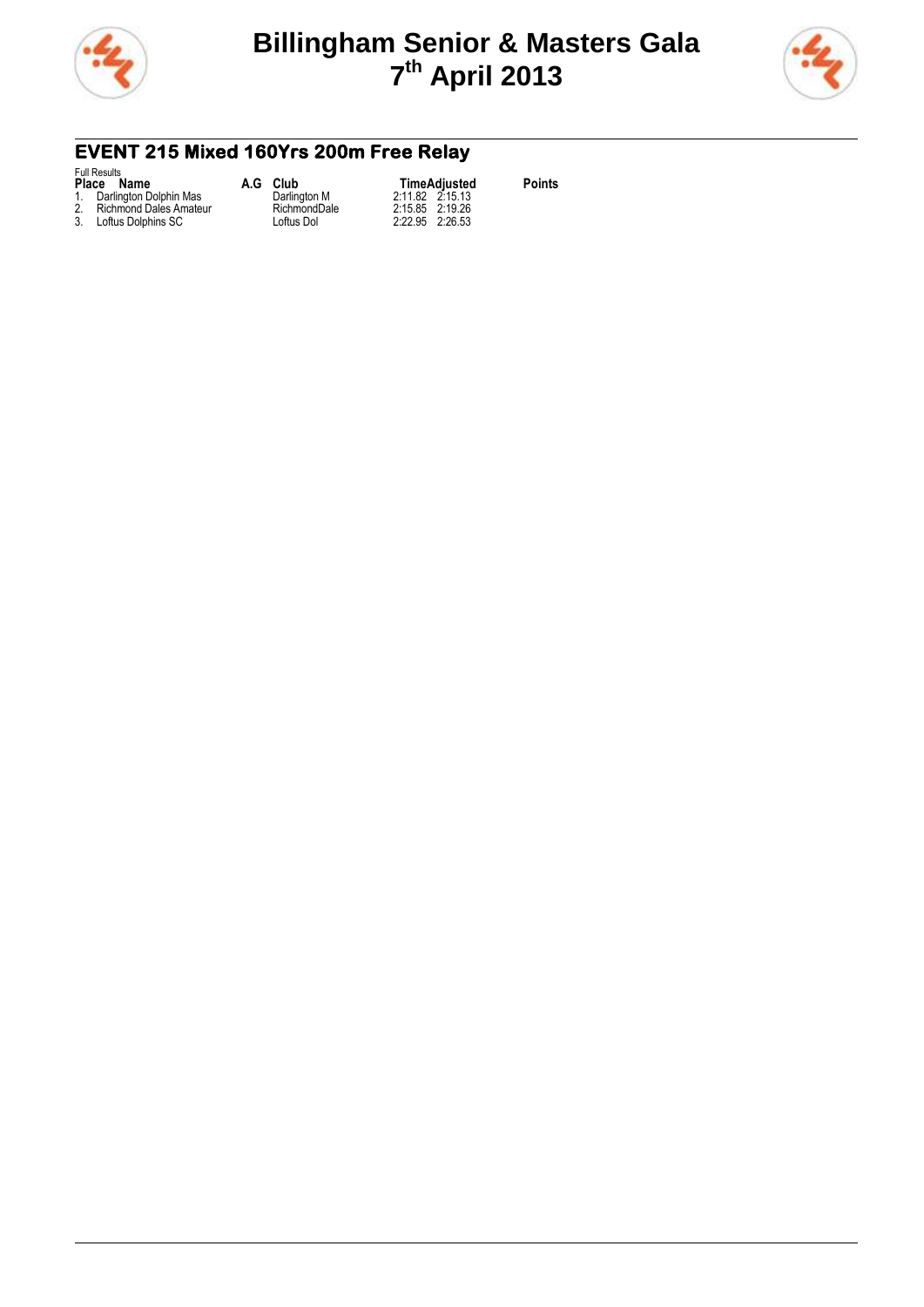# Billingham Senior & Masters Gala
# 7th April 2013

## EVENT 215 Mixed 160Yrs 200m Free Relay

Full Results

| Place | Name | A.G | Club | Time | Adjusted | Points |
|---|---|---|---|---|---|---|
| 1. | Darlington Dolphin Mas | | Darlington M | 2:11.82 | 2:15.13 | |
| 2. | Richmond Dales Amateur | | RichmondDale | 2:15.85 | 2:19.26 | |
| 3. | Loftus Dolphins SC | | Loftus Dol | 2:22.95 | 2:26.53 | |